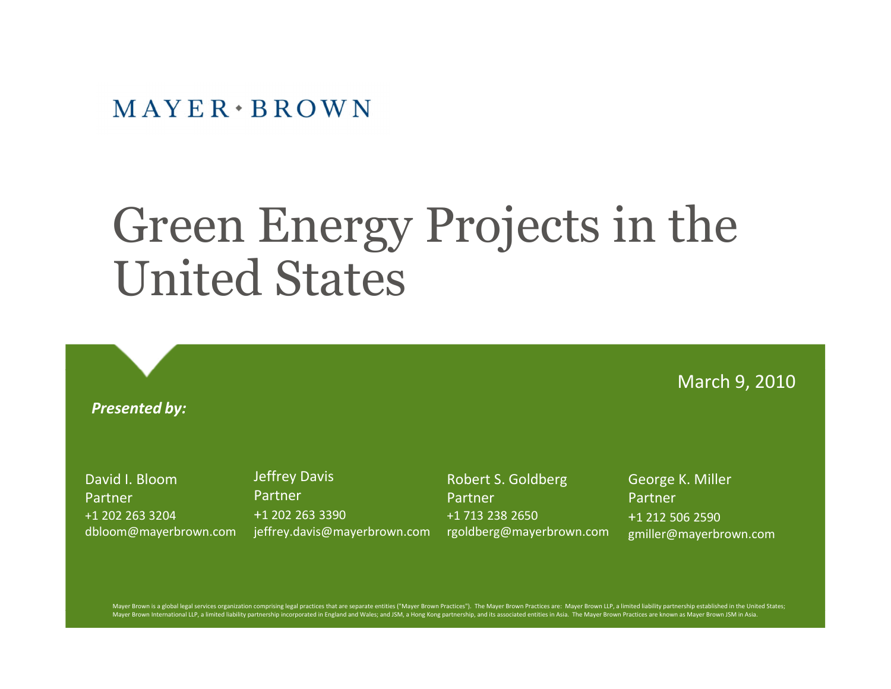MAYER • BROWN

# Green Energy Projects in the United States

March 9, 2010

***Presented by:***

David I. Bloom
Partner
+1 202 263 3204
dbloom@mayerbrown.com

Jeffrey Davis
Partner
+1 202 263 3390
jeffrey.davis@mayerbrown.com

Robert S. Goldberg
Partner
+1 713 238 2650
rgoldberg@mayerbrown.com

George K. Miller
Partner
+1 212 506 2590
gmiller@mayerbrown.com

Mayer Brown is a global legal services organization comprising legal practices that are separate entities ("Mayer Brown Practices"). The Mayer Brown Practices are: Mayer Brown LLP, a limited liability partnership established in the United States; Mayer Brown International LLP, a limited liability partnership incorporated in England and Wales; and JSM, a Hong Kong partnership, and its associated entities in Asia. The Mayer Brown Practices are known as Mayer Brown JSM in Asia.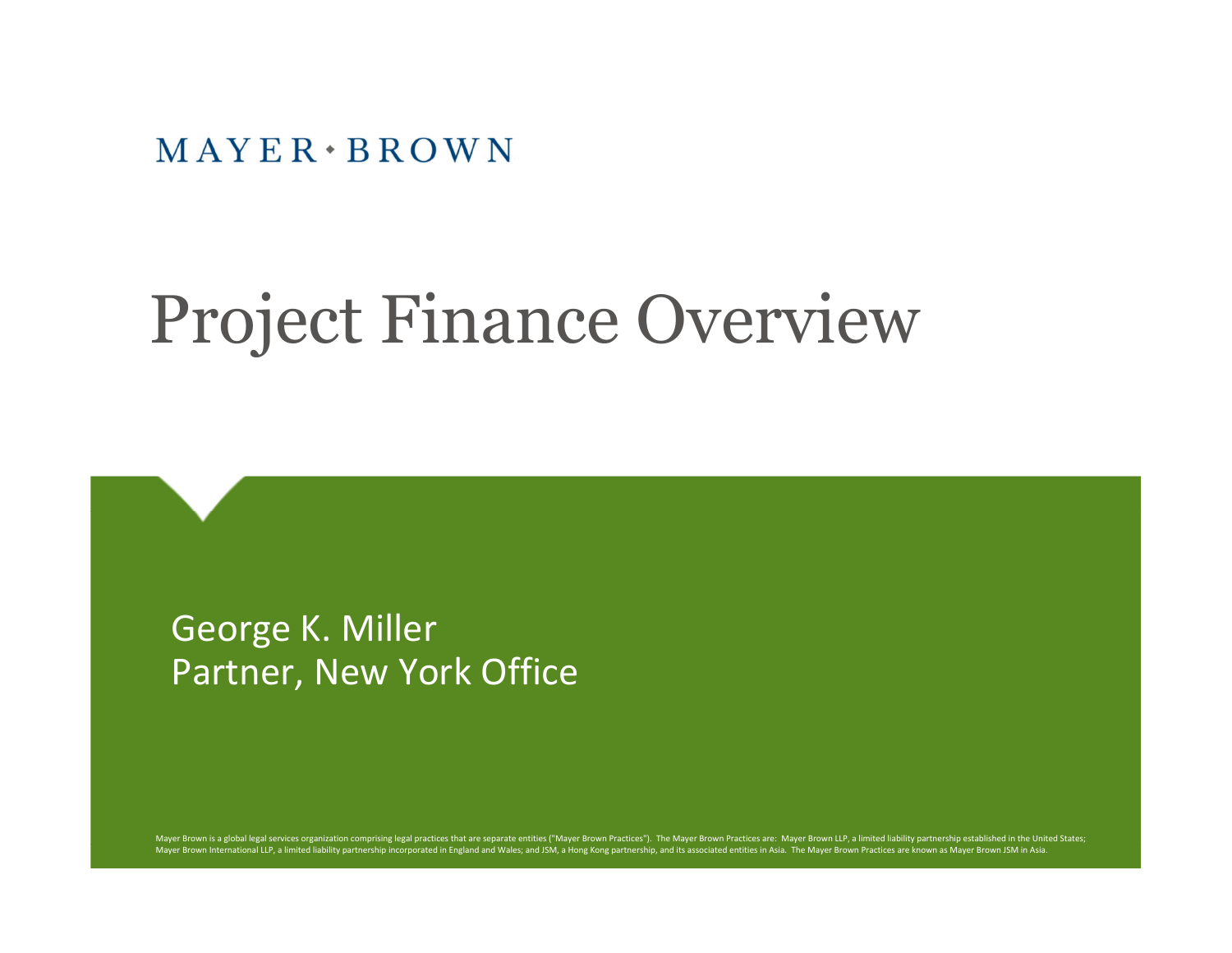MAYER • BROWN

# Project Finance Overview

George K. Miller
Partner, New York Office

Mayer Brown is a global legal services organization comprising legal practices that are separate entities ("Mayer Brown Practices"). The Mayer Brown Practices are: Mayer Brown LLP, a limited liability partnership established in the United States; Mayer Brown International LLP, a limited liability partnership incorporated in England and Wales; and JSM, a Hong Kong partnership, and its associated entities in Asia. The Mayer Brown Practices are known as Mayer Brown JSM in Asia.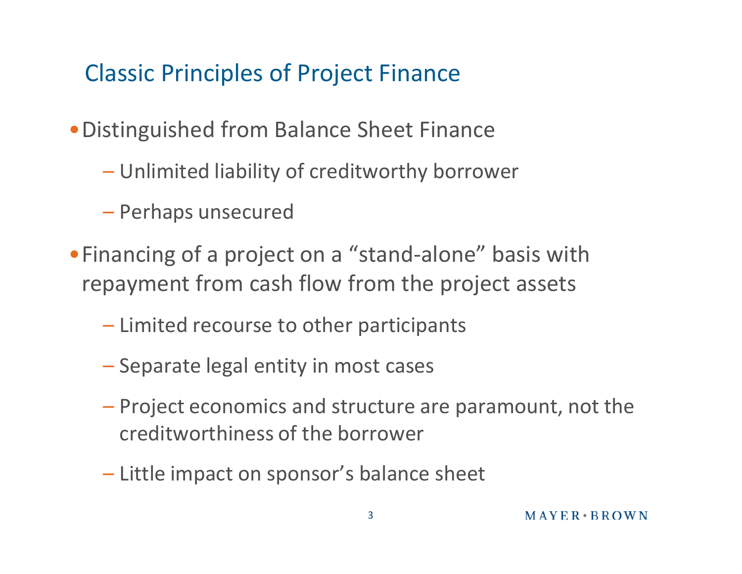## Classic Principles of Project Finance

- Distinguished from Balance Sheet Finance
  - Unlimited liability of creditworthy borrower
  - Perhaps unsecured
- Financing of a project on a "stand-alone" basis with repayment from cash flow from the project assets
  - Limited recourse to other participants
  - Separate legal entity in most cases
  - Project economics and structure are paramount, not the creditworthiness of the borrower
  - Little impact on sponsor's balance sheet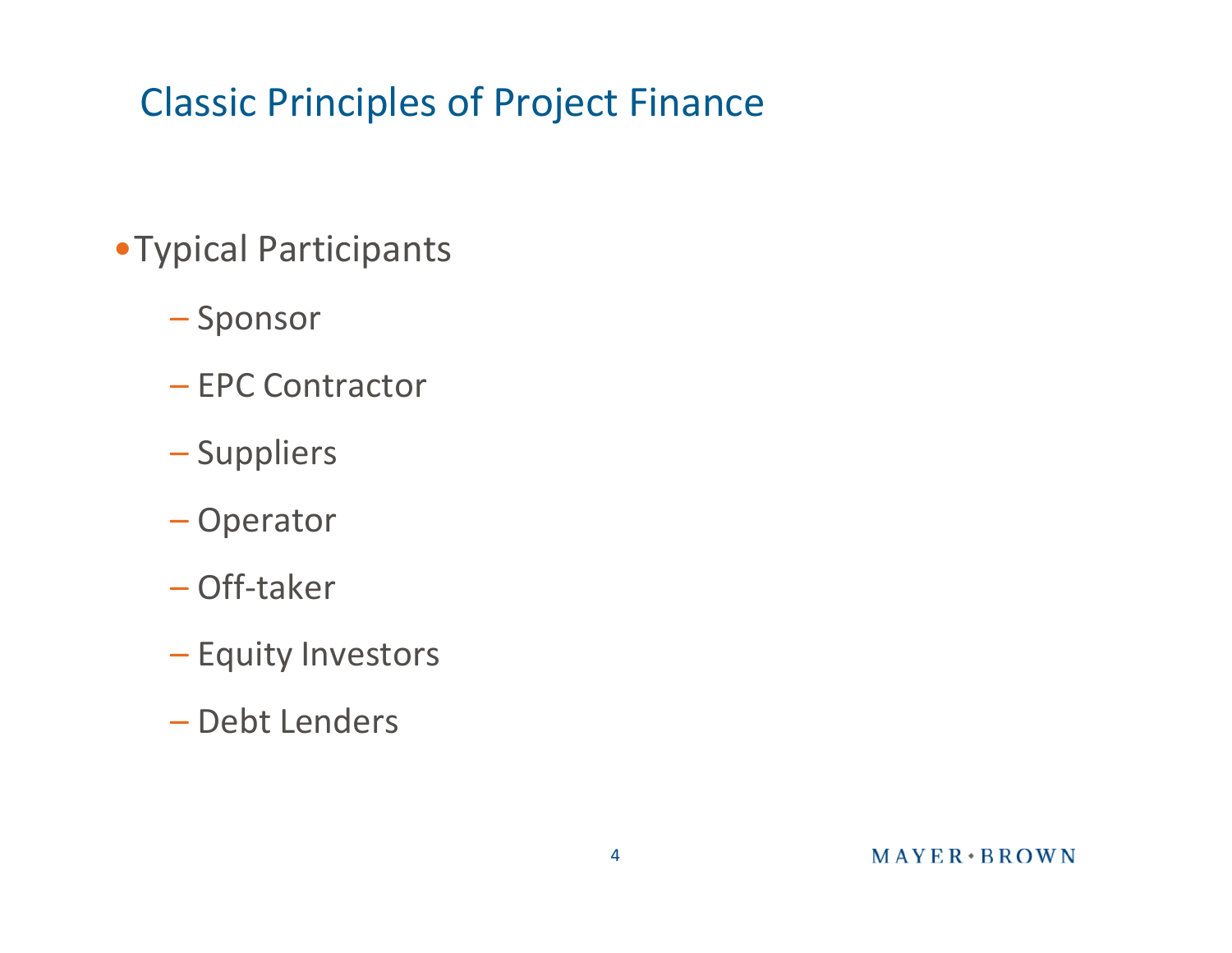## Classic Principles of Project Finance

- Typical Participants
  - Sponsor
  - EPC Contractor
  - Suppliers
  - Operator
  - Off-taker
  - Equity Investors
  - Debt Lenders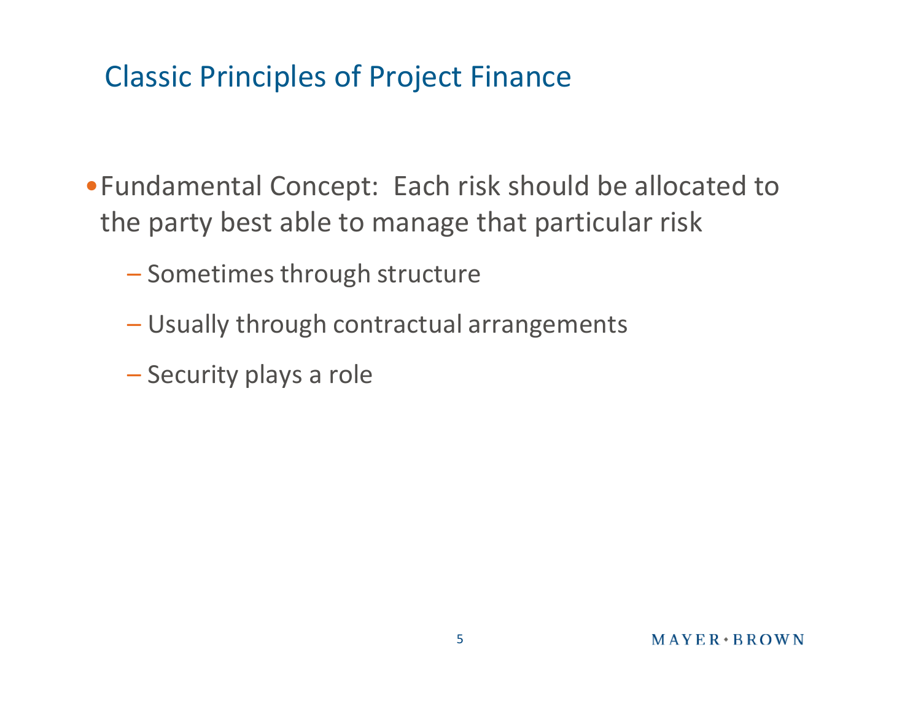# Classic Principles of Project Finance

- Fundamental Concept: Each risk should be allocated to the party best able to manage that particular risk
  - Sometimes through structure
  - Usually through contractual arrangements
  - Security plays a role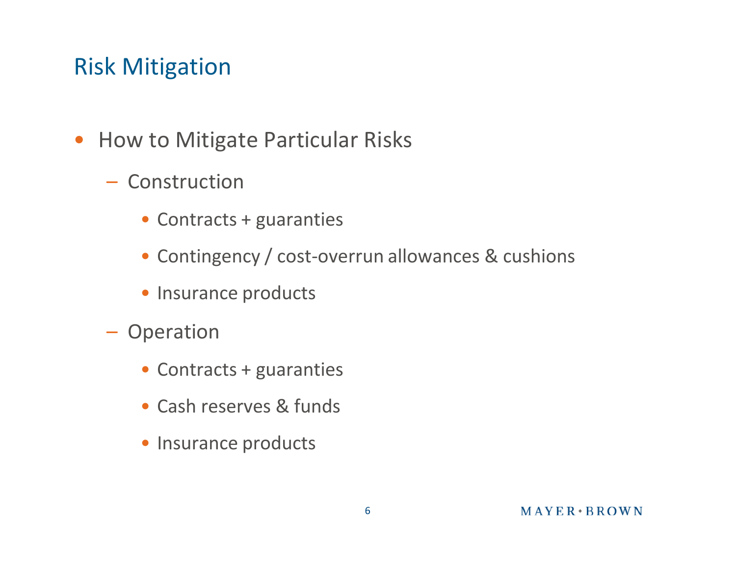# Risk Mitigation

- How to Mitigate Particular Risks
  - Construction
    - Contracts + guaranties
    - Contingency / cost-overrun allowances & cushions
    - Insurance products
  - Operation
    - Contracts + guaranties
    - Cash reserves & funds
    - Insurance products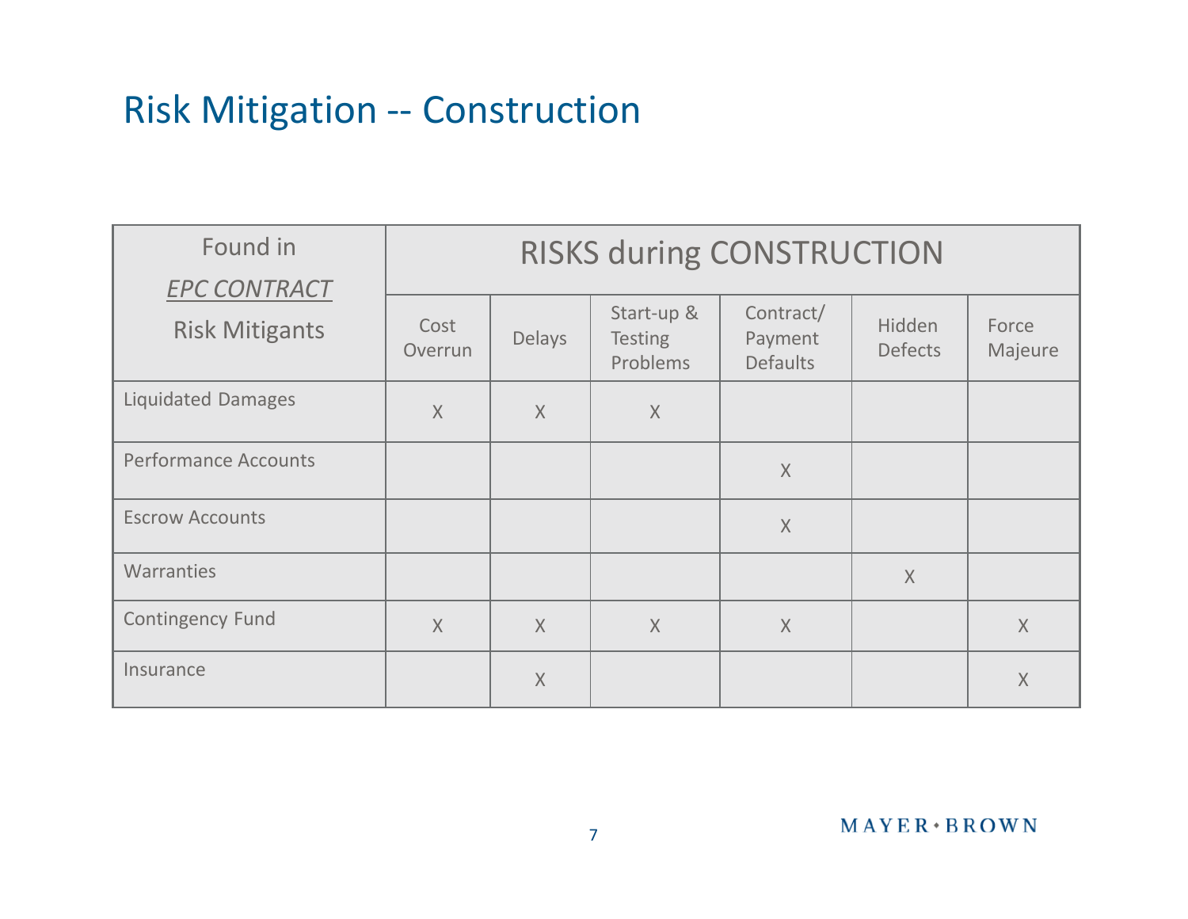# Risk Mitigation -- Construction

| Found in *EPC CONTRACT* Risk Mitigants | RISKS during CONSTRUCTION | | | | | |
|---|---|---|---|---|---|---|
| | Cost Overrun | Delays | Start-up & Testing Problems | Contract/ Payment Defaults | Hidden Defects | Force Majeure |
| Liquidated Damages | X | X | X | | | |
| Performance Accounts | | | | X | | |
| Escrow Accounts | | | | X | | |
| Warranties | | | | | X | |
| Contingency Fund | X | X | X | X | | X |
| Insurance | | X | | | | X |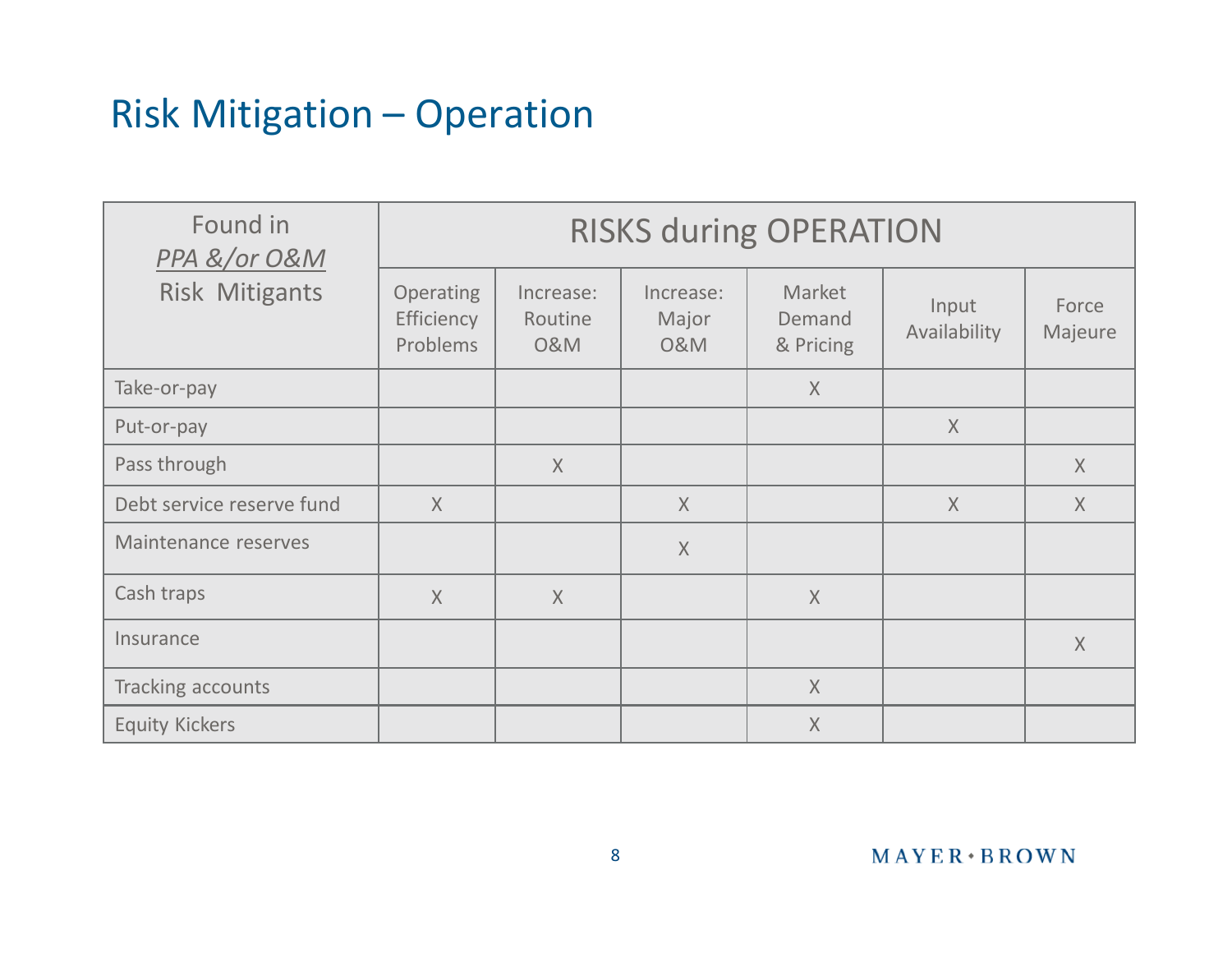# Risk Mitigation – Operation

| Found in *PPA &/or O&M* Risk Mitigants | RISKS during OPERATION | | | | | |
|---|---|---|---|---|---|---|
| | Operating Efficiency Problems | Increase: Routine O&M | Increase: Major O&M | Market Demand & Pricing | Input Availability | Force Majeure |
| Take-or-pay | | | | X | | |
| Put-or-pay | | | | | X | |
| Pass through | | X | | | | X |
| Debt service reserve fund | X | | X | | X | X |
| Maintenance reserves | | | X | | | |
| Cash traps | X | X | | X | | |
| Insurance | | | | | | X |
| Tracking accounts | | | | X | | |
| Equity Kickers | | | | X | | |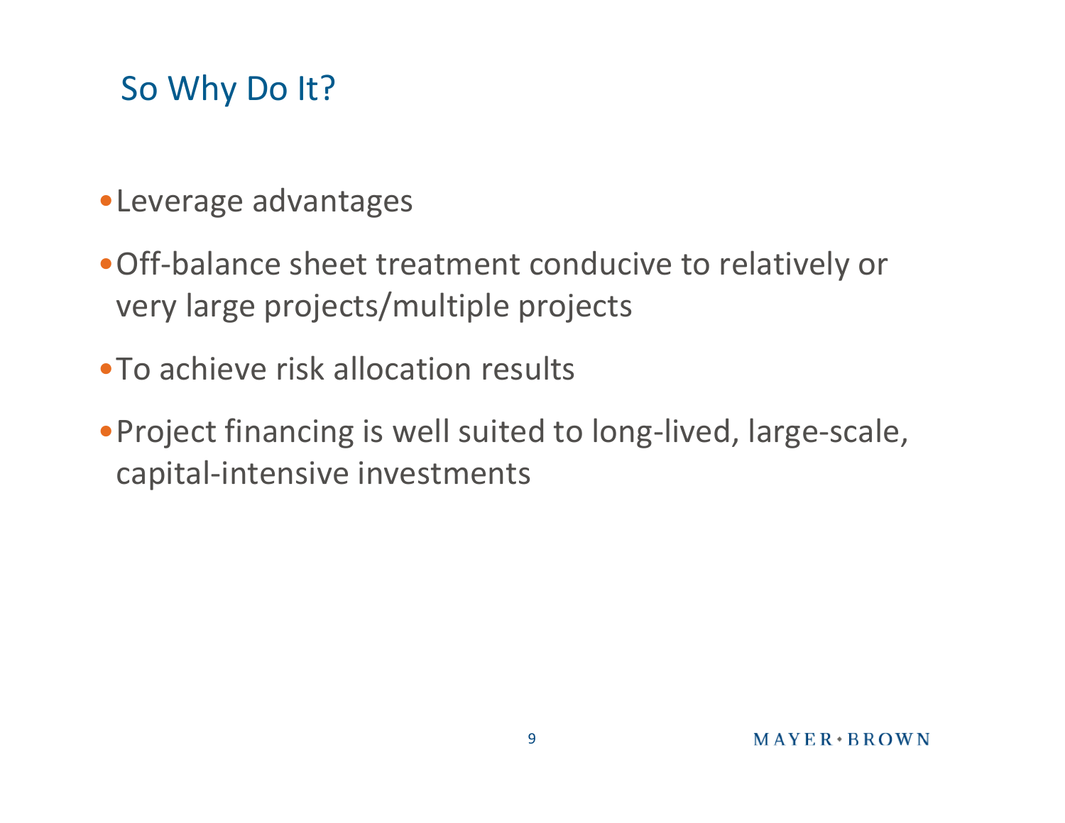## So Why Do It?

- Leverage advantages
- Off-balance sheet treatment conducive to relatively or very large projects/multiple projects
- To achieve risk allocation results
- Project financing is well suited to long-lived, large-scale, capital-intensive investments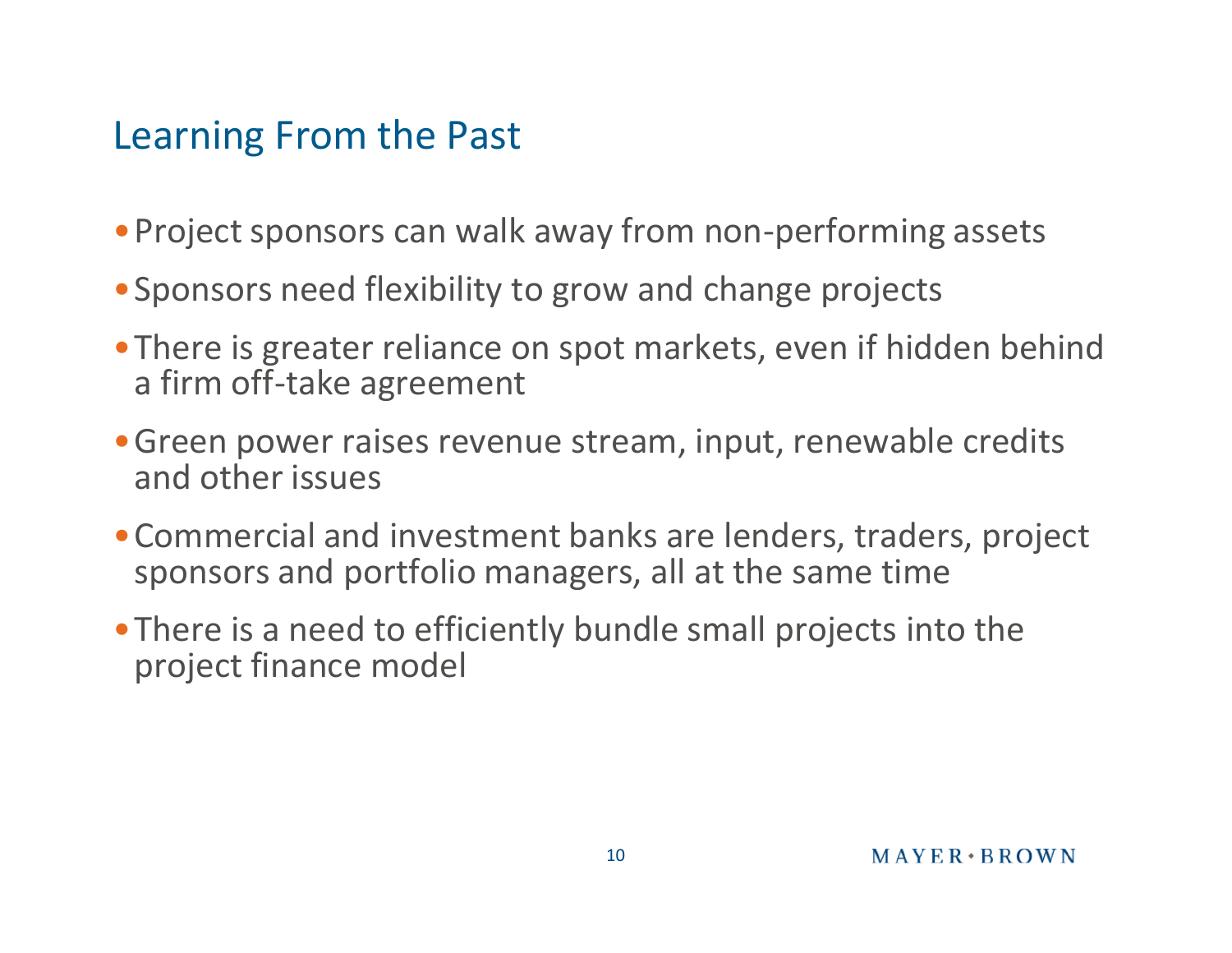# Learning From the Past

- Project sponsors can walk away from non-performing assets
- Sponsors need flexibility to grow and change projects
- There is greater reliance on spot markets, even if hidden behind a firm off-take agreement
- Green power raises revenue stream, input, renewable credits and other issues
- Commercial and investment banks are lenders, traders, project sponsors and portfolio managers, all at the same time
- There is a need to efficiently bundle small projects into the project finance model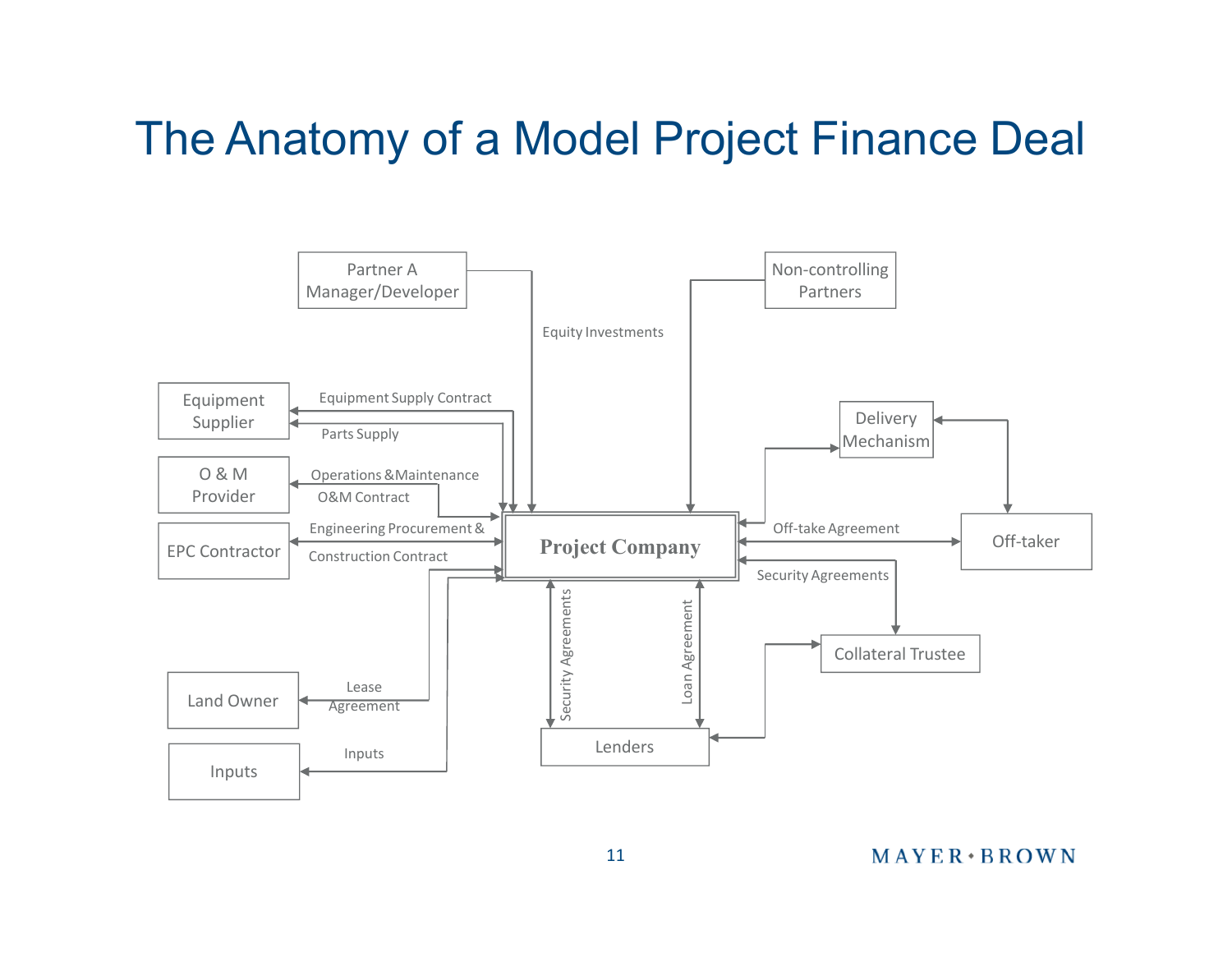# The Anatomy of a Model Project Finance Deal

Partner A Manager/Developer

Non-controlling Partners

Equity Investments

Equipment Supplier

Equipment Supply Contract

Parts Supply

O & M Provider

Operations &Maintenance O&M Contract

EPC Contractor

Engineering Procurement & Construction Contract

Project Company

Delivery Mechanism

Off-take Agreement

Off-taker

Security Agreements

Collateral Trustee

Land Owner

Lease Agreement

Inputs

Inputs

Security Agreements

Loan Agreement

Lenders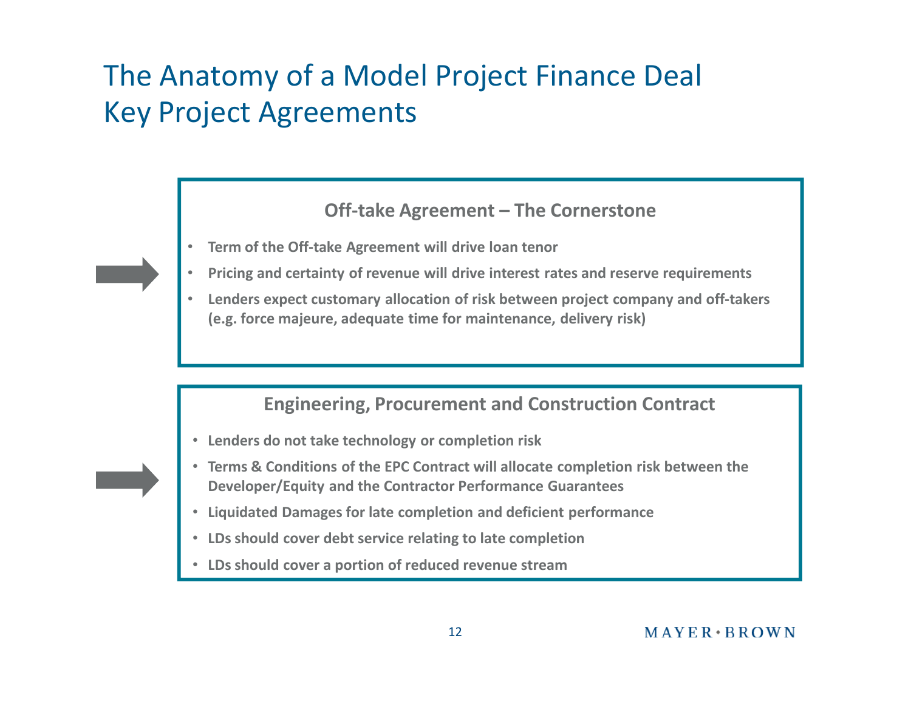# The Anatomy of a Model Project Finance Deal
# Key Project Agreements

### Off-take Agreement – The Cornerstone

- **Term of the Off-take Agreement will drive loan tenor**
- **Pricing and certainty of revenue will drive interest rates and reserve requirements**
- **Lenders expect customary allocation of risk between project company and off-takers (e.g. force majeure, adequate time for maintenance, delivery risk)**

### Engineering, Procurement and Construction Contract

- **Lenders do not take technology or completion risk**
- **Terms & Conditions of the EPC Contract will allocate completion risk between the Developer/Equity and the Contractor Performance Guarantees**
- **Liquidated Damages for late completion and deficient performance**
- **LDs should cover debt service relating to late completion**
- **LDs should cover a portion of reduced revenue stream**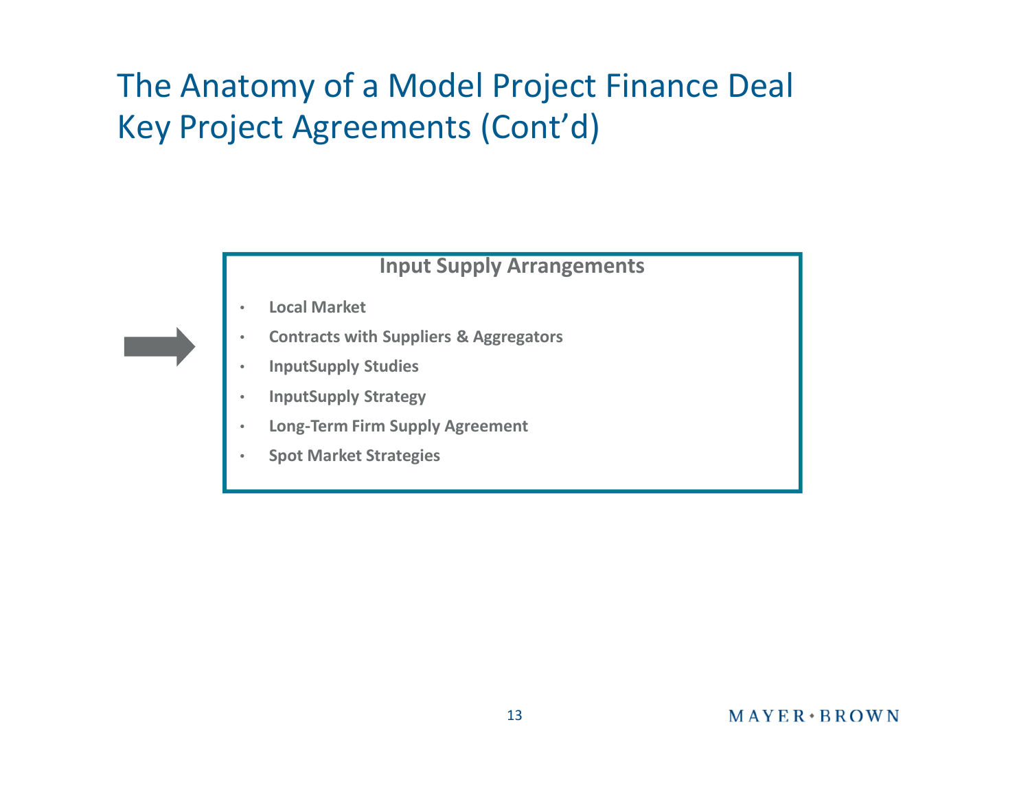# The Anatomy of a Model Project Finance Deal
## Key Project Agreements (Cont'd)

### Input Supply Arrangements

- **Local Market**
- **Contracts with Suppliers & Aggregators**
- **InputSupply Studies**
- **InputSupply Strategy**
- **Long-Term Firm Supply Agreement**
- **Spot Market Strategies**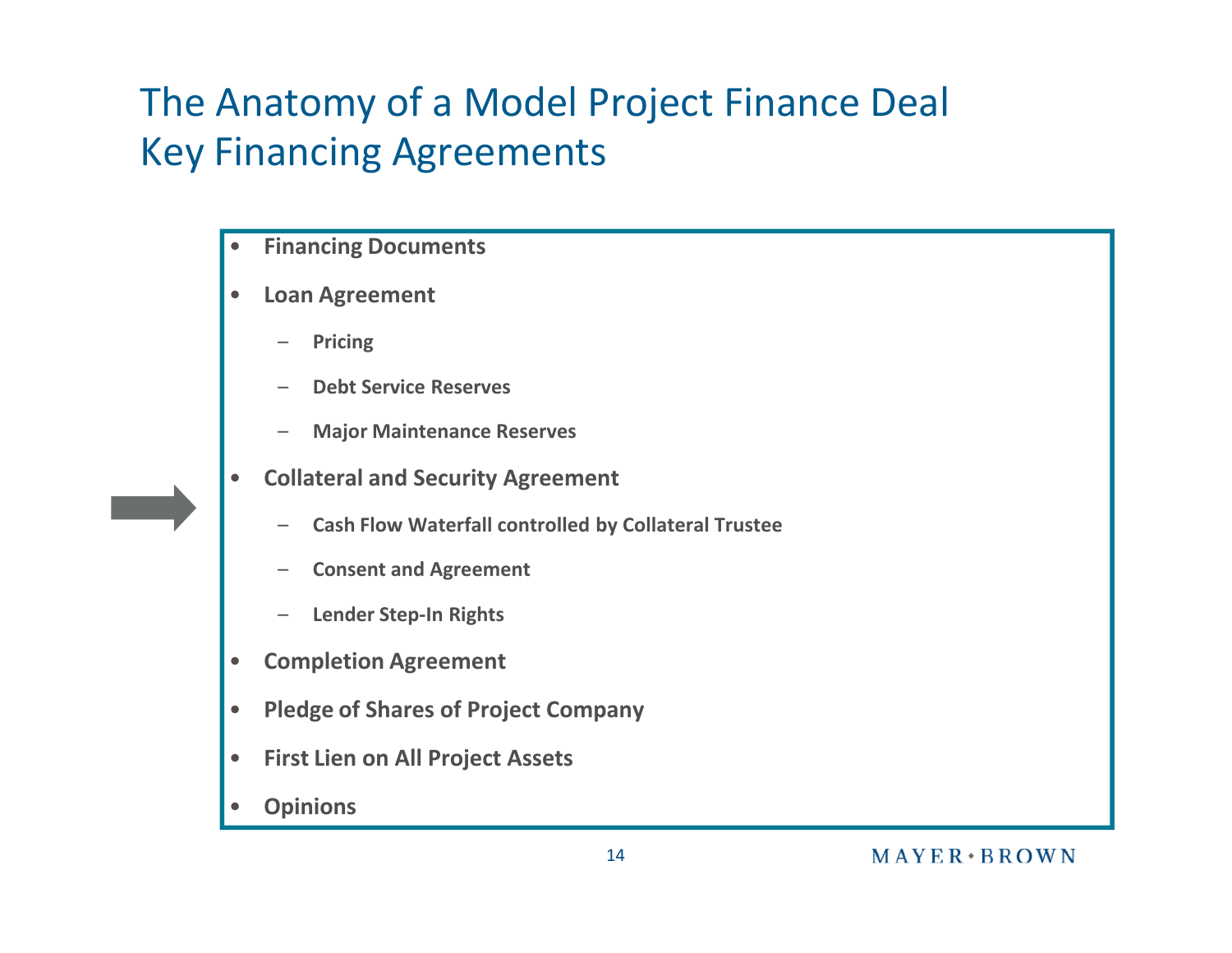# The Anatomy of a Model Project Finance Deal
## Key Financing Agreements

- **Financing Documents**
- **Loan Agreement**
  - **Pricing**
  - **Debt Service Reserves**
  - **Major Maintenance Reserves**
- **Collateral and Security Agreement**
  - **Cash Flow Waterfall controlled by Collateral Trustee**
  - **Consent and Agreement**
  - **Lender Step-In Rights**
- **Completion Agreement**
- **Pledge of Shares of Project Company**
- **First Lien on All Project Assets**
- **Opinions**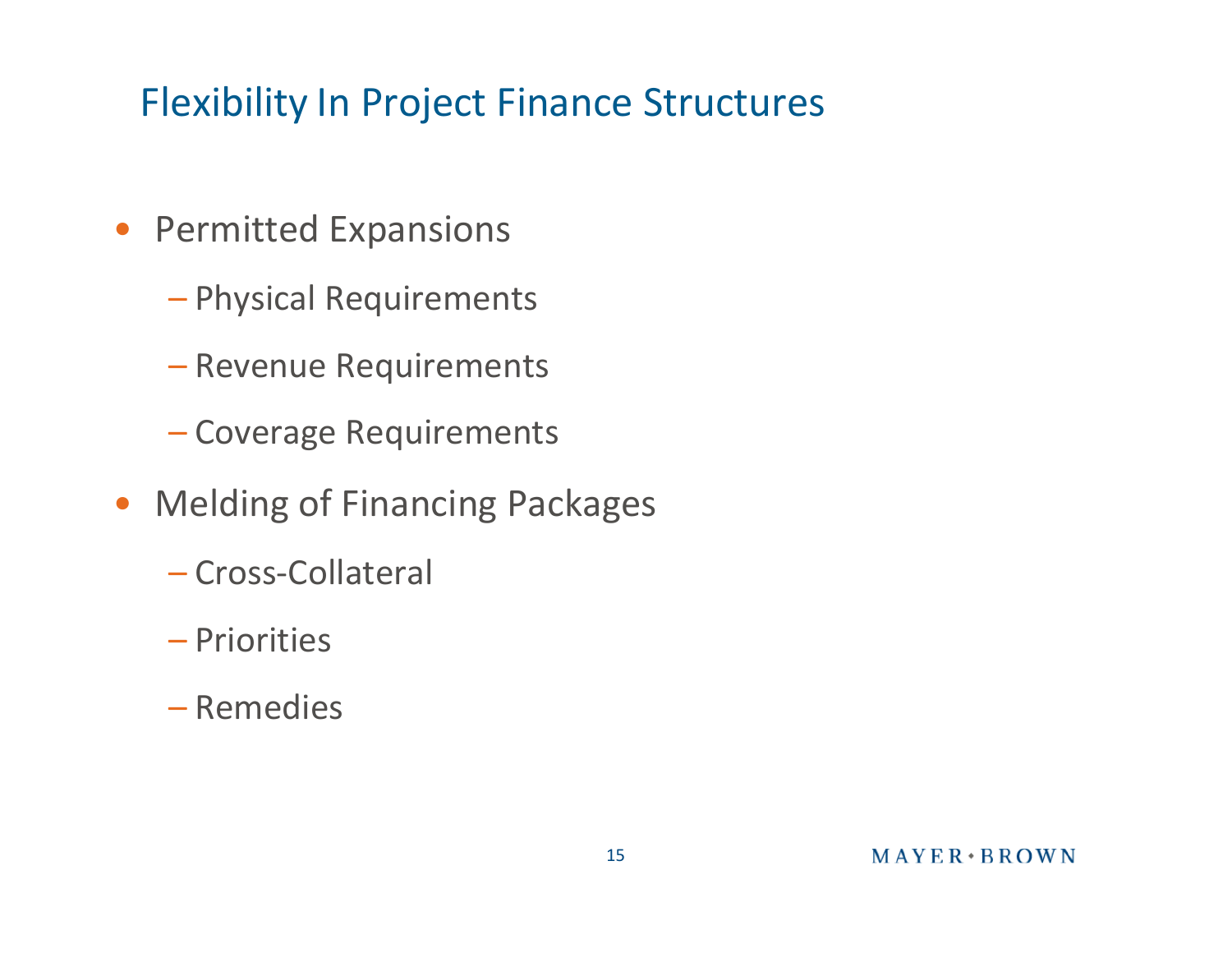# Flexibility In Project Finance Structures

- Permitted Expansions
  - Physical Requirements
  - Revenue Requirements
  - Coverage Requirements
- Melding of Financing Packages
  - Cross-Collateral
  - Priorities
  - Remedies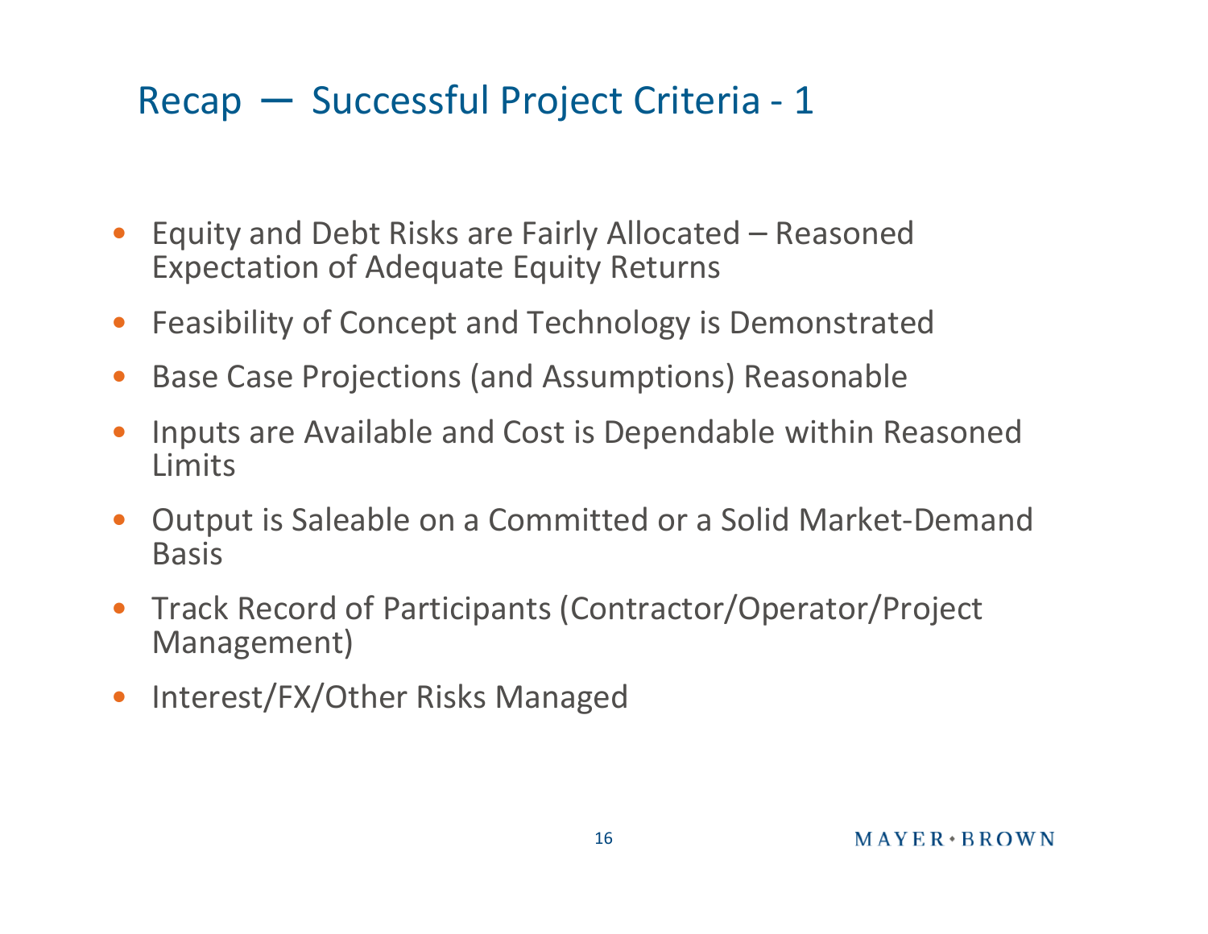# Recap — Successful Project Criteria - 1

- Equity and Debt Risks are Fairly Allocated – Reasoned Expectation of Adequate Equity Returns
- Feasibility of Concept and Technology is Demonstrated
- Base Case Projections (and Assumptions) Reasonable
- Inputs are Available and Cost is Dependable within Reasoned Limits
- Output is Saleable on a Committed or a Solid Market-Demand Basis
- Track Record of Participants (Contractor/Operator/Project Management)
- Interest/FX/Other Risks Managed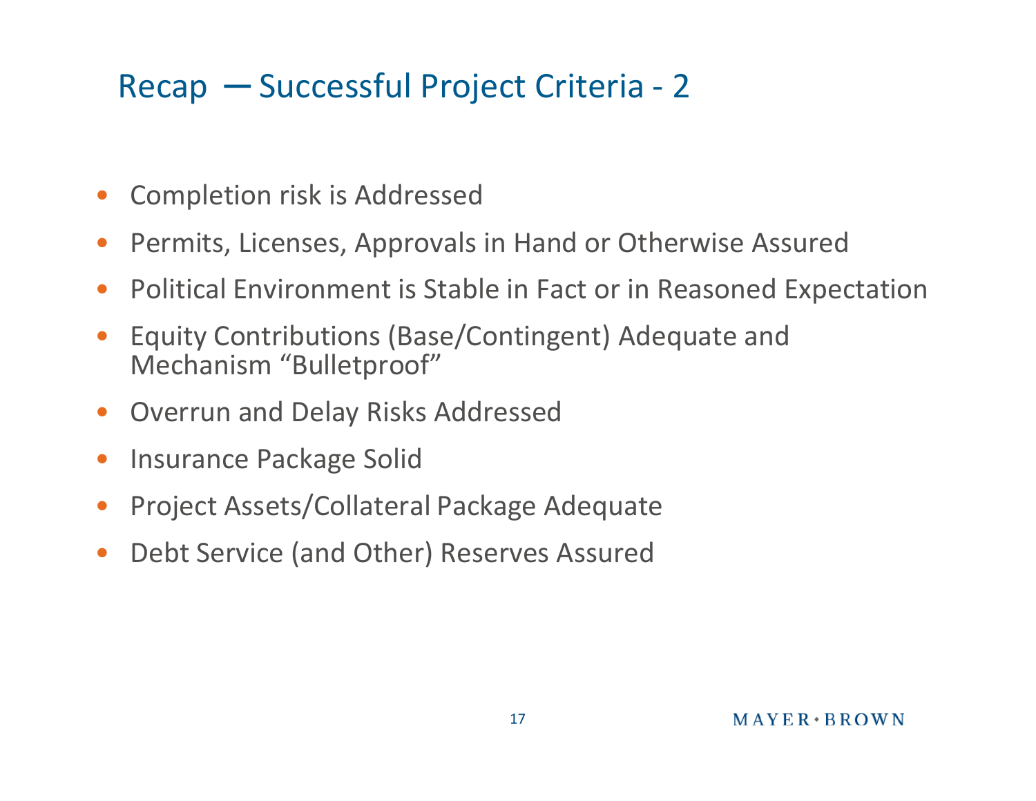# Recap — Successful Project Criteria - 2

- Completion risk is Addressed
- Permits, Licenses, Approvals in Hand or Otherwise Assured
- Political Environment is Stable in Fact or in Reasoned Expectation
- Equity Contributions (Base/Contingent) Adequate and Mechanism "Bulletproof"
- Overrun and Delay Risks Addressed
- Insurance Package Solid
- Project Assets/Collateral Package Adequate
- Debt Service (and Other) Reserves Assured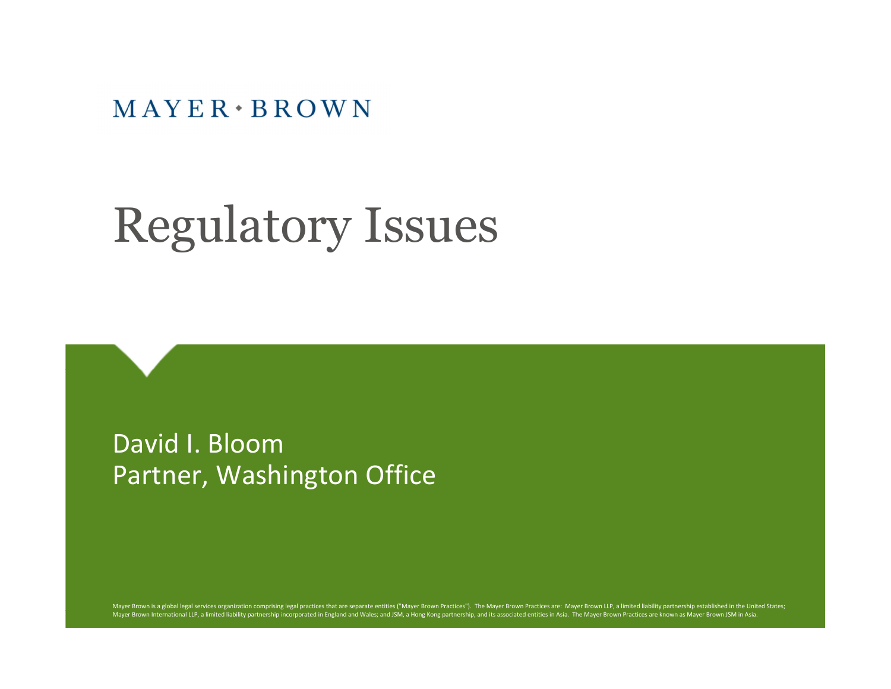MAYER • BROWN

# Regulatory Issues

David I. Bloom
Partner, Washington Office

Mayer Brown is a global legal services organization comprising legal practices that are separate entities ("Mayer Brown Practices"). The Mayer Brown Practices are: Mayer Brown LLP, a limited liability partnership established in the United States; Mayer Brown International LLP, a limited liability partnership incorporated in England and Wales; and JSM, a Hong Kong partnership, and its associated entities in Asia. The Mayer Brown Practices are known as Mayer Brown JSM in Asia.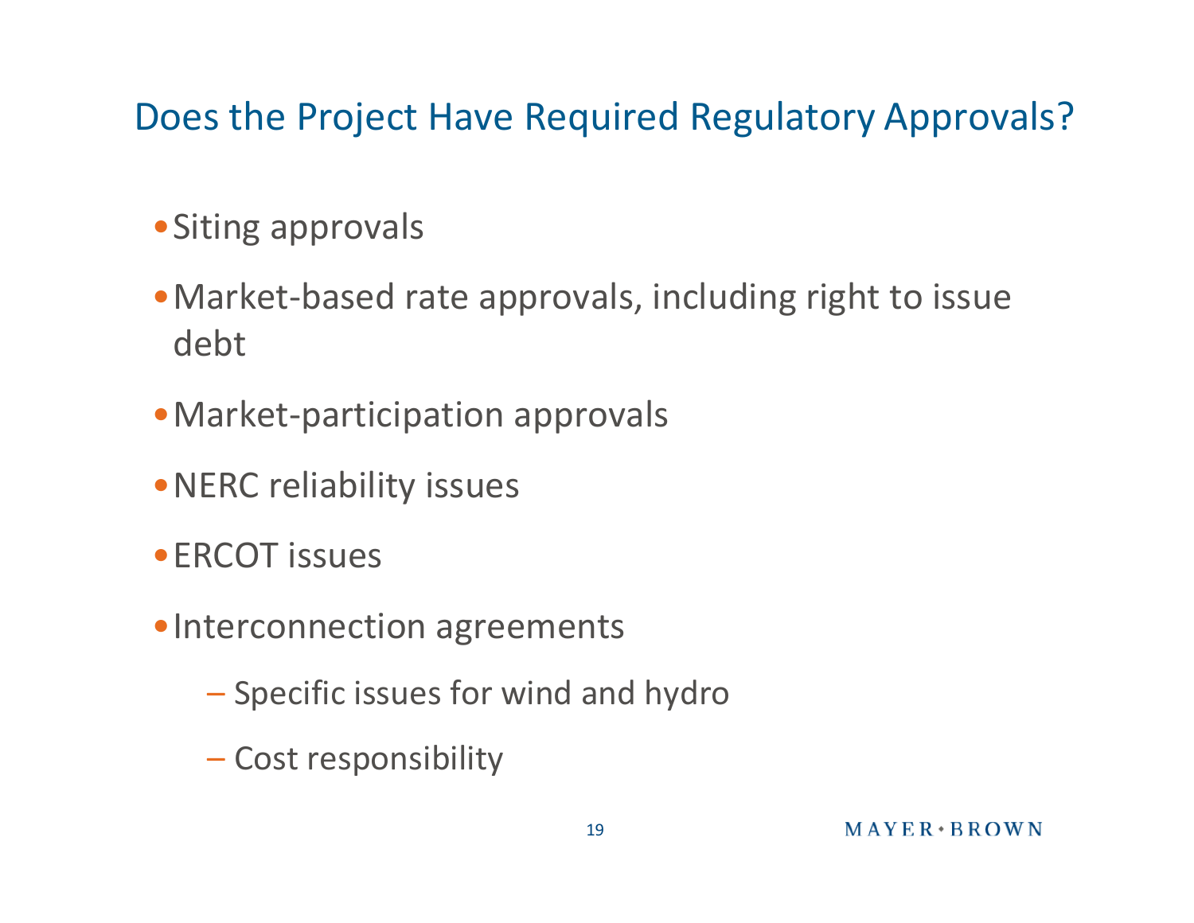# Does the Project Have Required Regulatory Approvals?

- Siting approvals
- Market-based rate approvals, including right to issue debt
- Market-participation approvals
- NERC reliability issues
- ERCOT issues
- Interconnection agreements
  - Specific issues for wind and hydro
  - Cost responsibility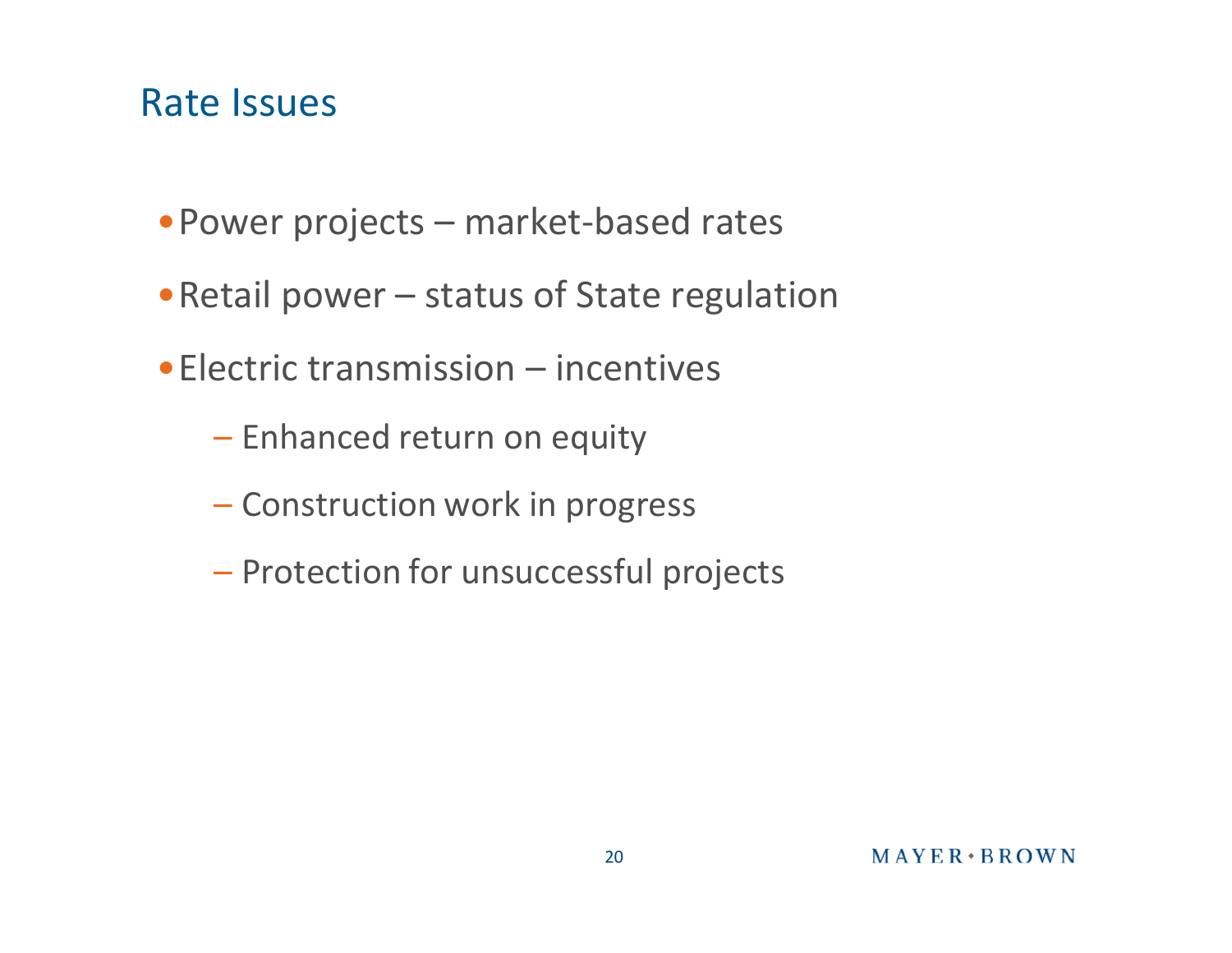## Rate Issues

- Power projects – market-based rates
- Retail power – status of State regulation
- Electric transmission – incentives
  - Enhanced return on equity
  - Construction work in progress
  - Protection for unsuccessful projects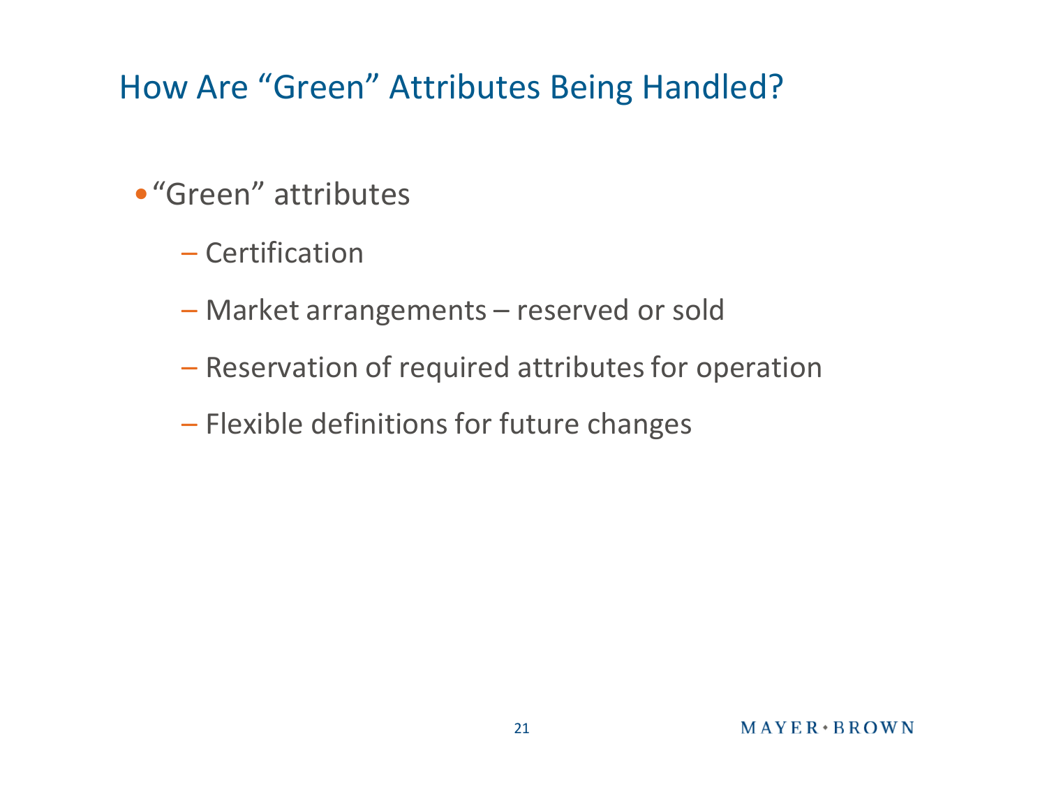# How Are "Green" Attributes Being Handled?

- "Green" attributes
  - Certification
  - Market arrangements – reserved or sold
  - Reservation of required attributes for operation
  - Flexible definitions for future changes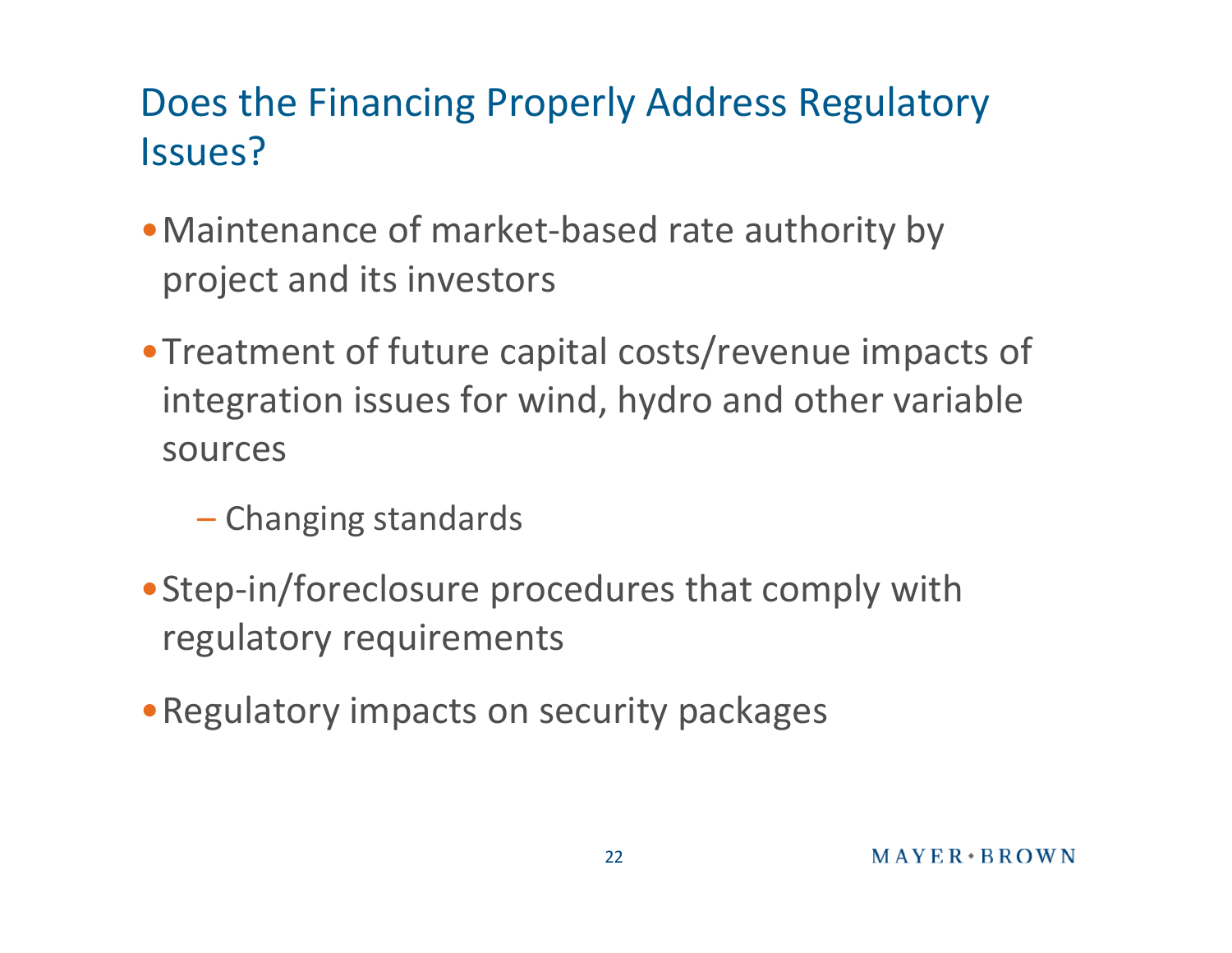## Does the Financing Properly Address Regulatory Issues?

- Maintenance of market-based rate authority by project and its investors
- Treatment of future capital costs/revenue impacts of integration issues for wind, hydro and other variable sources
  - Changing standards
- Step-in/foreclosure procedures that comply with regulatory requirements
- Regulatory impacts on security packages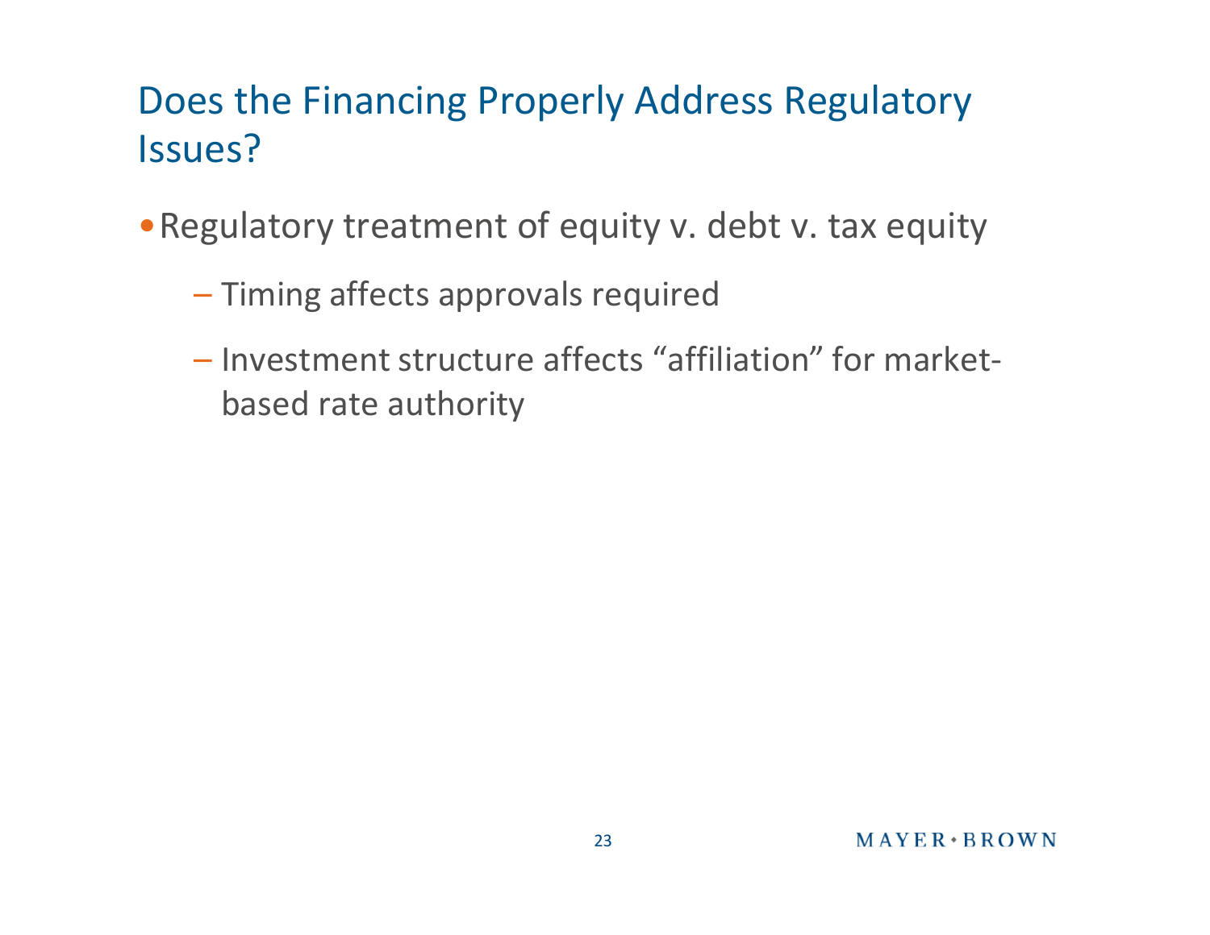# Does the Financing Properly Address Regulatory Issues?

- Regulatory treatment of equity v. debt v. tax equity
  - Timing affects approvals required
  - Investment structure affects "affiliation" for market-based rate authority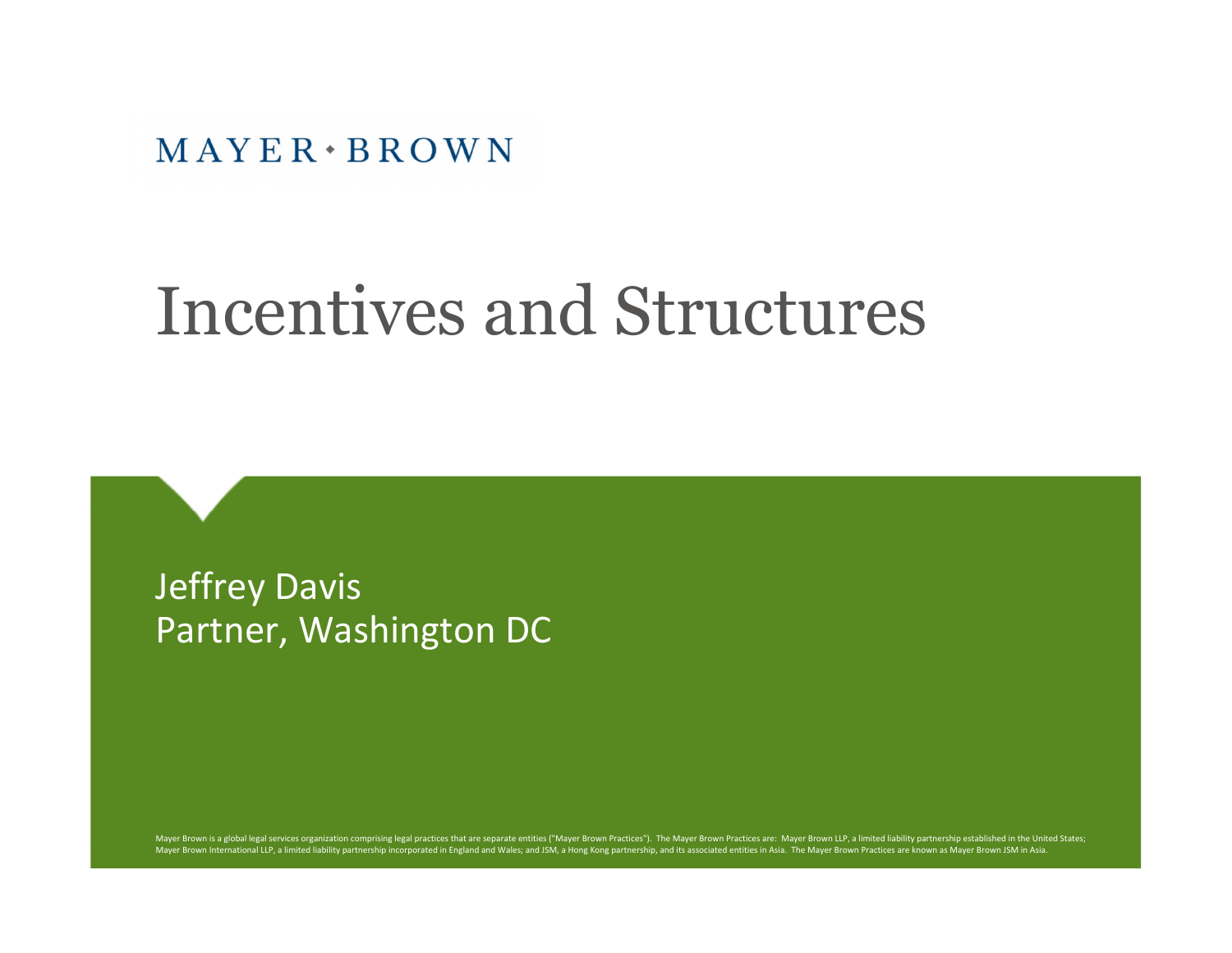MAYER • BROWN

# Incentives and Structures

Jeffrey Davis
Partner, Washington DC

Mayer Brown is a global legal services organization comprising legal practices that are separate entities ("Mayer Brown Practices"). The Mayer Brown Practices are: Mayer Brown LLP, a limited liability partnership established in the United States; Mayer Brown International LLP, a limited liability partnership incorporated in England and Wales; and JSM, a Hong Kong partnership, and its associated entities in Asia. The Mayer Brown Practices are known as Mayer Brown JSM in Asia.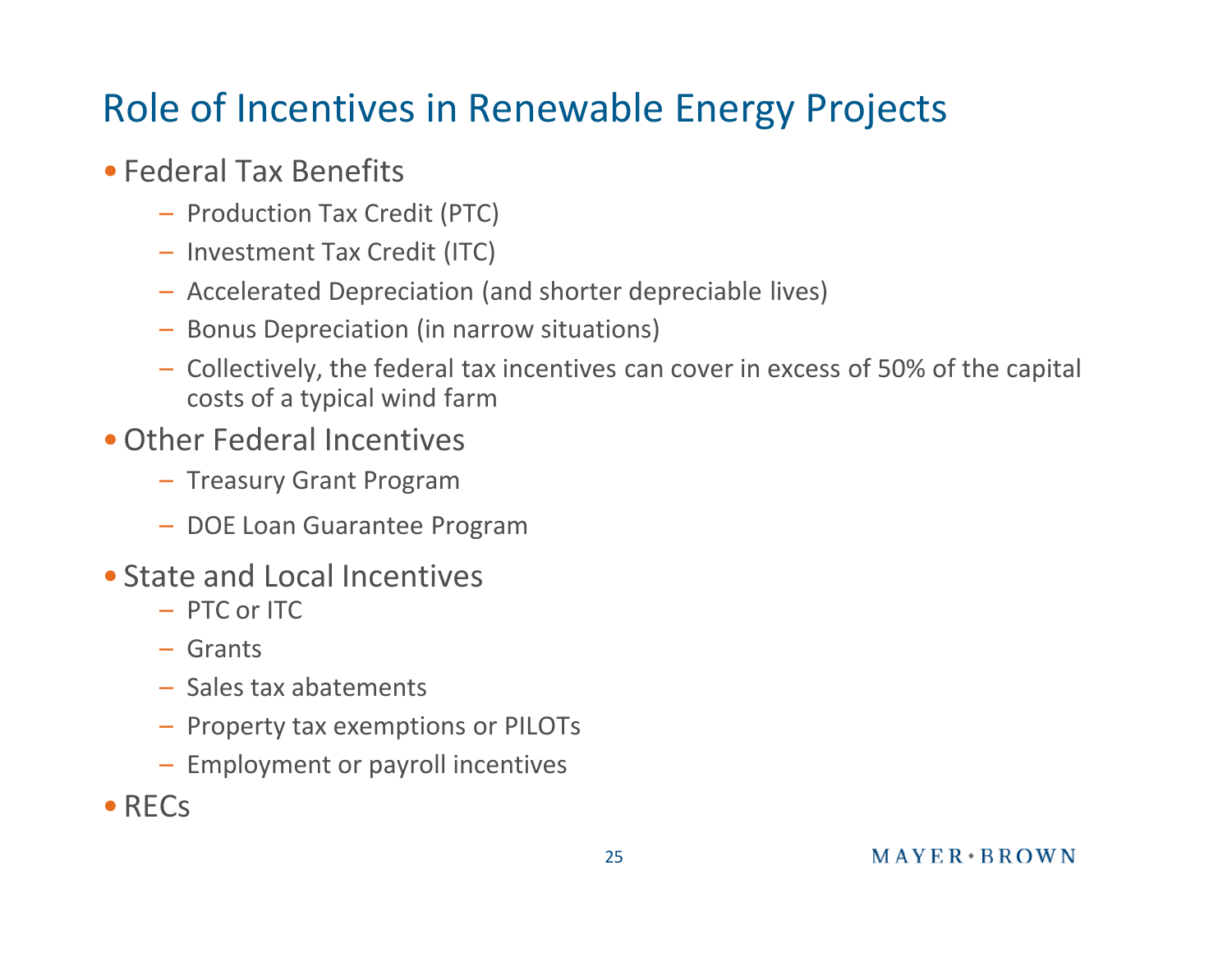# Role of Incentives in Renewable Energy Projects

- Federal Tax Benefits
  - Production Tax Credit (PTC)
  - Investment Tax Credit (ITC)
  - Accelerated Depreciation (and shorter depreciable lives)
  - Bonus Depreciation (in narrow situations)
  - Collectively, the federal tax incentives can cover in excess of 50% of the capital costs of a typical wind farm
- Other Federal Incentives
  - Treasury Grant Program
  - DOE Loan Guarantee Program
- State and Local Incentives
  - PTC or ITC
  - Grants
  - Sales tax abatements
  - Property tax exemptions or PILOTs
  - Employment or payroll incentives
- RECs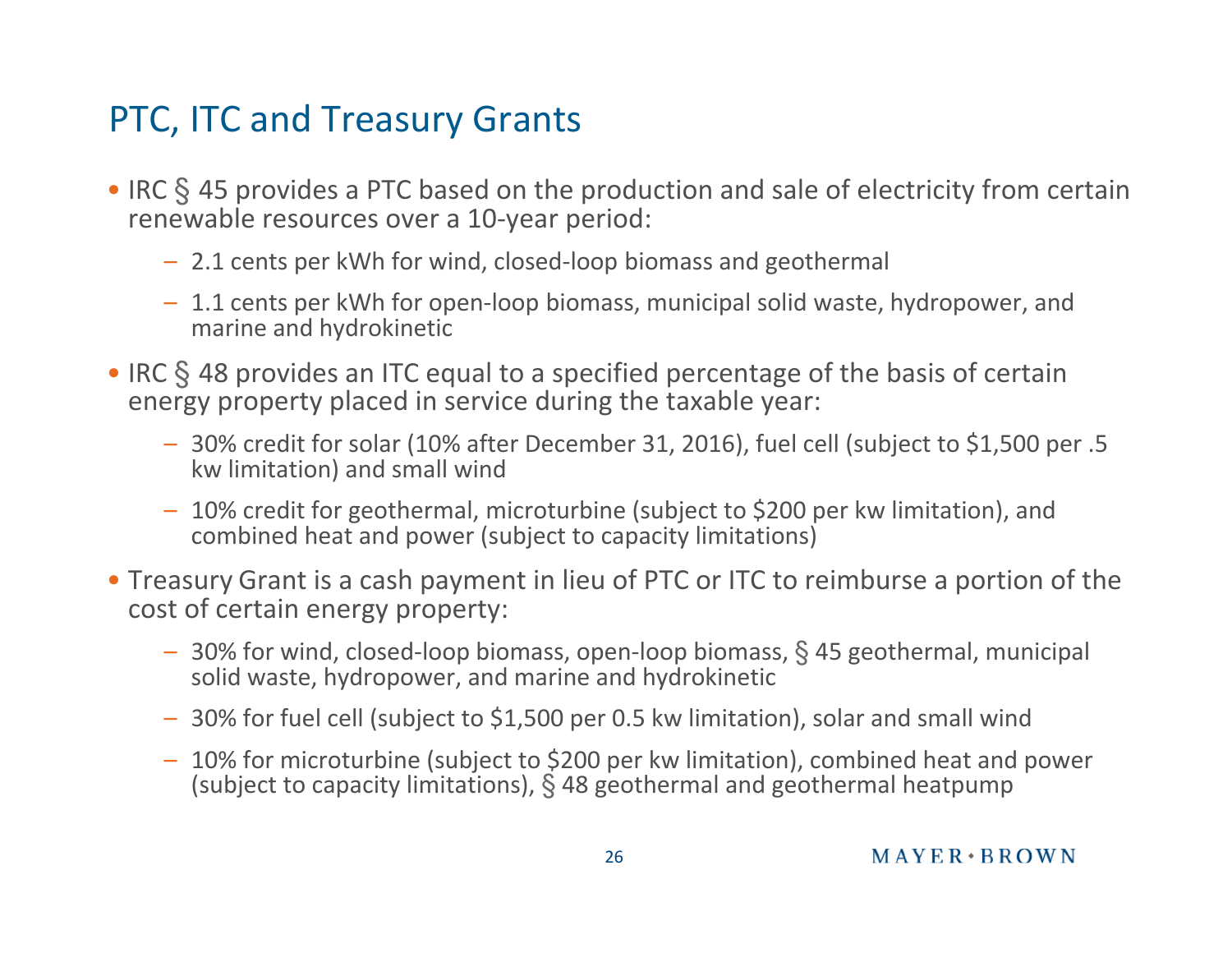# PTC, ITC and Treasury Grants

- IRC § 45 provides a PTC based on the production and sale of electricity from certain renewable resources over a 10-year period:
  - 2.1 cents per kWh for wind, closed-loop biomass and geothermal
  - 1.1 cents per kWh for open-loop biomass, municipal solid waste, hydropower, and marine and hydrokinetic
- IRC § 48 provides an ITC equal to a specified percentage of the basis of certain energy property placed in service during the taxable year:
  - 30% credit for solar (10% after December 31, 2016), fuel cell (subject to $1,500 per .5 kw limitation) and small wind
  - 10% credit for geothermal, microturbine (subject to $200 per kw limitation), and combined heat and power (subject to capacity limitations)
- Treasury Grant is a cash payment in lieu of PTC or ITC to reimburse a portion of the cost of certain energy property:
  - 30% for wind, closed-loop biomass, open-loop biomass, § 45 geothermal, municipal solid waste, hydropower, and marine and hydrokinetic
  - 30% for fuel cell (subject to $1,500 per 0.5 kw limitation), solar and small wind
  - 10% for microturbine (subject to $200 per kw limitation), combined heat and power (subject to capacity limitations), § 48 geothermal and geothermal heatpump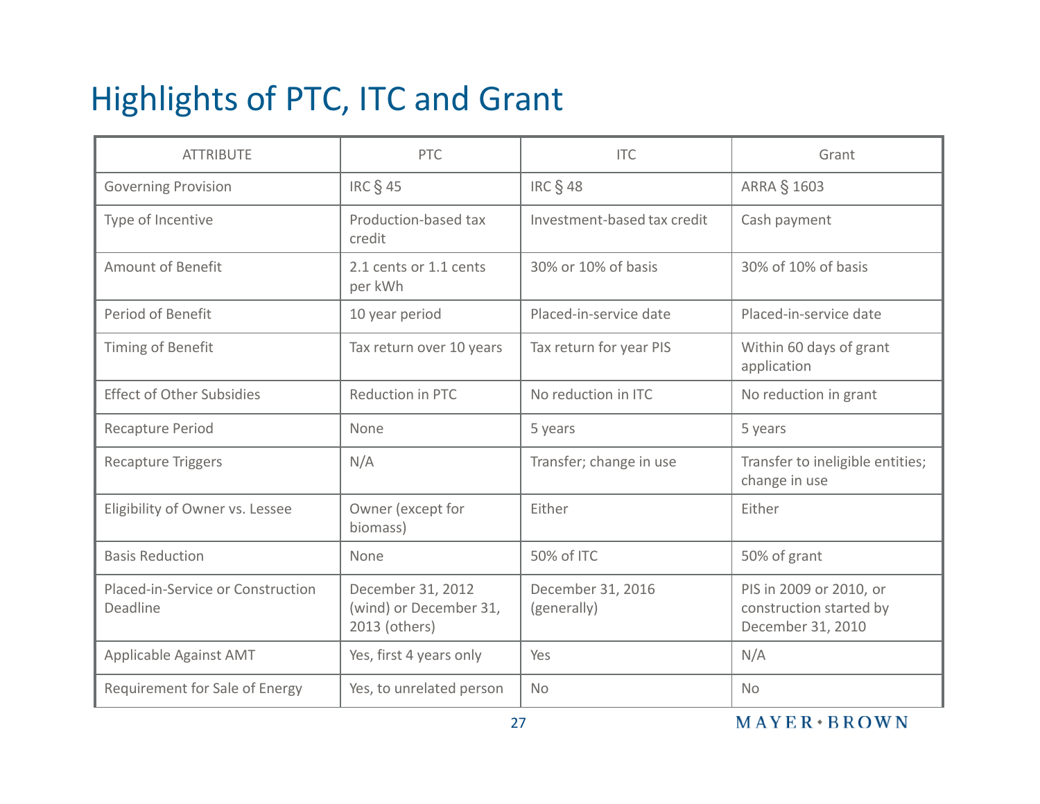# Highlights of PTC, ITC and Grant

| ATTRIBUTE | PTC | ITC | Grant |
|---|---|---|---|
| Governing Provision | IRC § 45 | IRC § 48 | ARRA § 1603 |
| Type of Incentive | Production-based tax credit | Investment-based tax credit | Cash payment |
| Amount of Benefit | 2.1 cents or 1.1 cents per kWh | 30% or 10% of basis | 30% of 10% of basis |
| Period of Benefit | 10 year period | Placed-in-service date | Placed-in-service date |
| Timing of Benefit | Tax return over 10 years | Tax return for year PIS | Within 60 days of grant application |
| Effect of Other Subsidies | Reduction in PTC | No reduction in ITC | No reduction in grant |
| Recapture Period | None | 5 years | 5 years |
| Recapture Triggers | N/A | Transfer; change in use | Transfer to ineligible entities; change in use |
| Eligibility of Owner vs. Lessee | Owner (except for biomass) | Either | Either |
| Basis Reduction | None | 50% of ITC | 50% of grant |
| Placed-in-Service or Construction Deadline | December 31, 2012 (wind) or December 31, 2013 (others) | December 31, 2016 (generally) | PIS in 2009 or 2010, or construction started by December 31, 2010 |
| Applicable Against AMT | Yes, first 4 years only | Yes | N/A |
| Requirement for Sale of Energy | Yes, to unrelated person | No | No |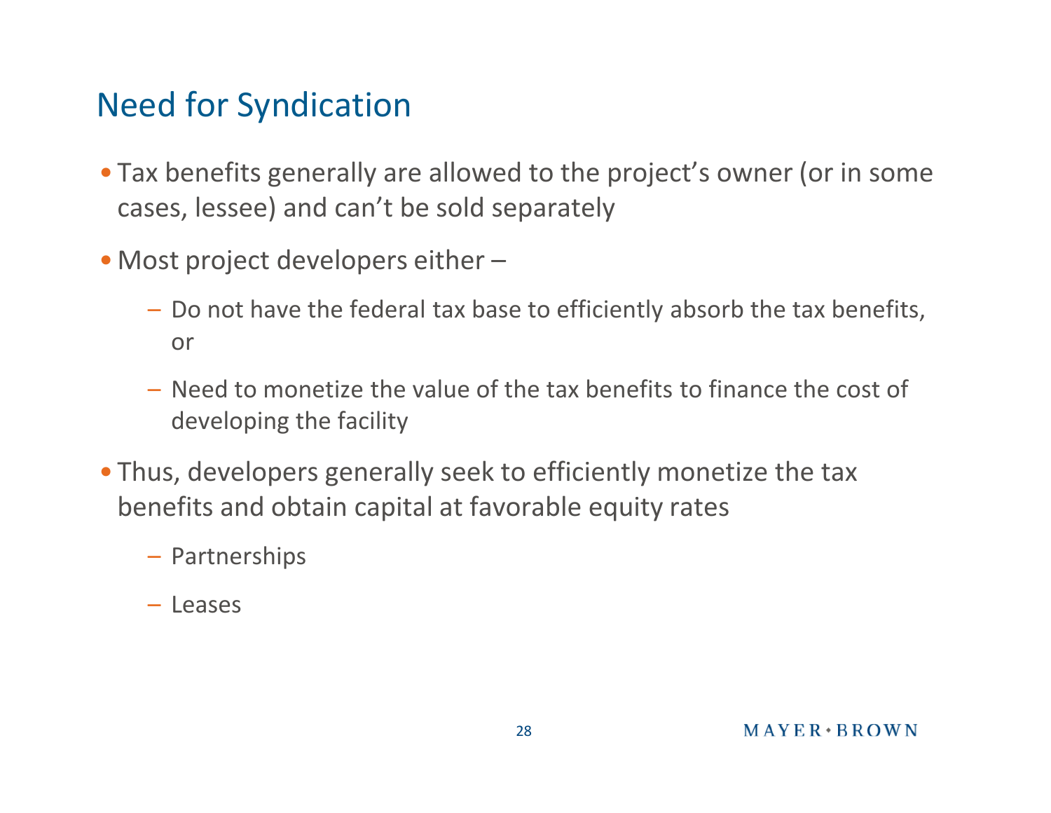# Need for Syndication

- Tax benefits generally are allowed to the project's owner (or in some cases, lessee) and can't be sold separately
- Most project developers either –
  - Do not have the federal tax base to efficiently absorb the tax benefits, or
  - Need to monetize the value of the tax benefits to finance the cost of developing the facility
- Thus, developers generally seek to efficiently monetize the tax benefits and obtain capital at favorable equity rates
  - Partnerships
  - Leases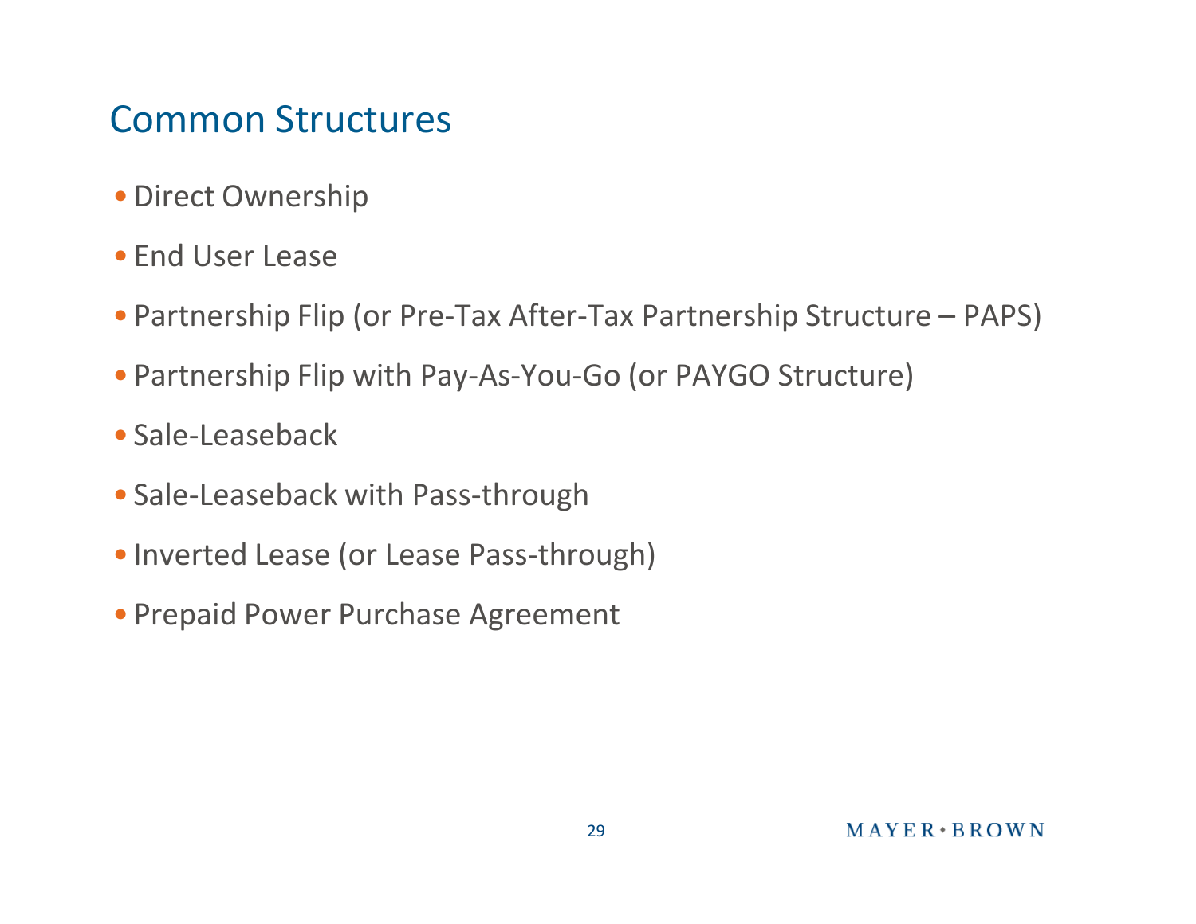# Common Structures

- Direct Ownership
- End User Lease
- Partnership Flip (or Pre-Tax After-Tax Partnership Structure – PAPS)
- Partnership Flip with Pay-As-You-Go (or PAYGO Structure)
- Sale-Leaseback
- Sale-Leaseback with Pass-through
- Inverted Lease (or Lease Pass-through)
- Prepaid Power Purchase Agreement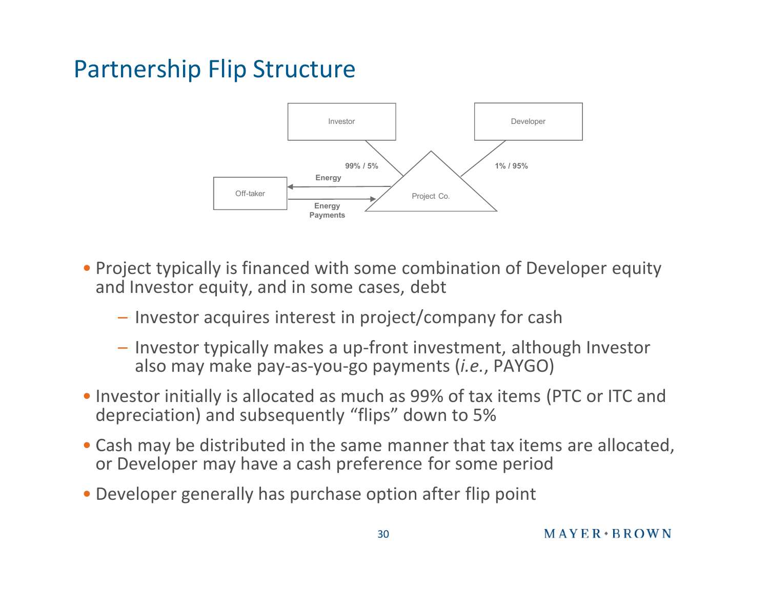# Partnership Flip Structure

Investor

Developer

99% / 5%

1% / 95%

Energy

Off-taker

Project Co.

Energy Payments

- Project typically is financed with some combination of Developer equity and Investor equity, and in some cases, debt
  - Investor acquires interest in project/company for cash
  - Investor typically makes a up-front investment, although Investor also may make pay-as-you-go payments (*i.e.*, PAYGO)
- Investor initially is allocated as much as 99% of tax items (PTC or ITC and depreciation) and subsequently "flips" down to 5%
- Cash may be distributed in the same manner that tax items are allocated, or Developer may have a cash preference for some period
- Developer generally has purchase option after flip point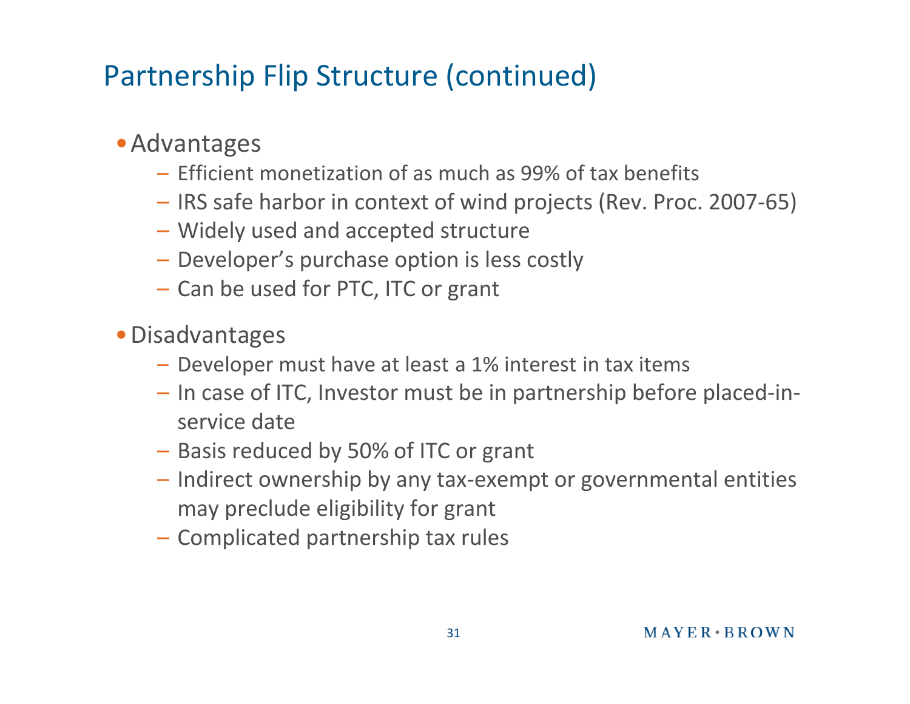# Partnership Flip Structure (continued)

- Advantages
  - Efficient monetization of as much as 99% of tax benefits
  - IRS safe harbor in context of wind projects (Rev. Proc. 2007-65)
  - Widely used and accepted structure
  - Developer's purchase option is less costly
  - Can be used for PTC, ITC or grant

- Disadvantages
  - Developer must have at least a 1% interest in tax items
  - In case of ITC, Investor must be in partnership before placed-in-service date
  - Basis reduced by 50% of ITC or grant
  - Indirect ownership by any tax-exempt or governmental entities may preclude eligibility for grant
  - Complicated partnership tax rules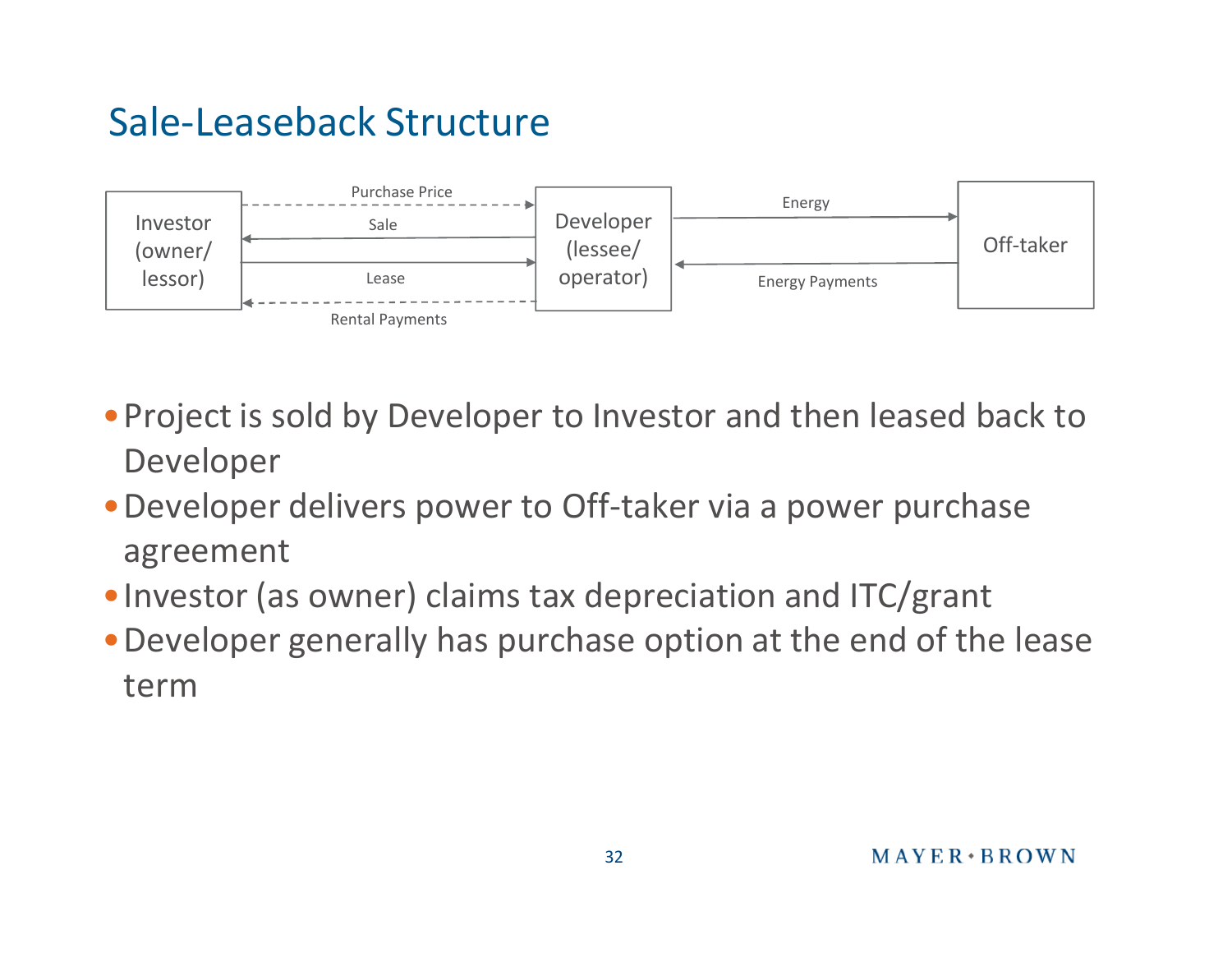## Sale-Leaseback Structure

Investor (owner/ lessor) — Purchase Price — Sale — Lease — Rental Payments — Developer (lessee/ operator) — Energy — Energy Payments — Off-taker

- Project is sold by Developer to Investor and then leased back to Developer
- Developer delivers power to Off-taker via a power purchase agreement
- Investor (as owner) claims tax depreciation and ITC/grant
- Developer generally has purchase option at the end of the lease term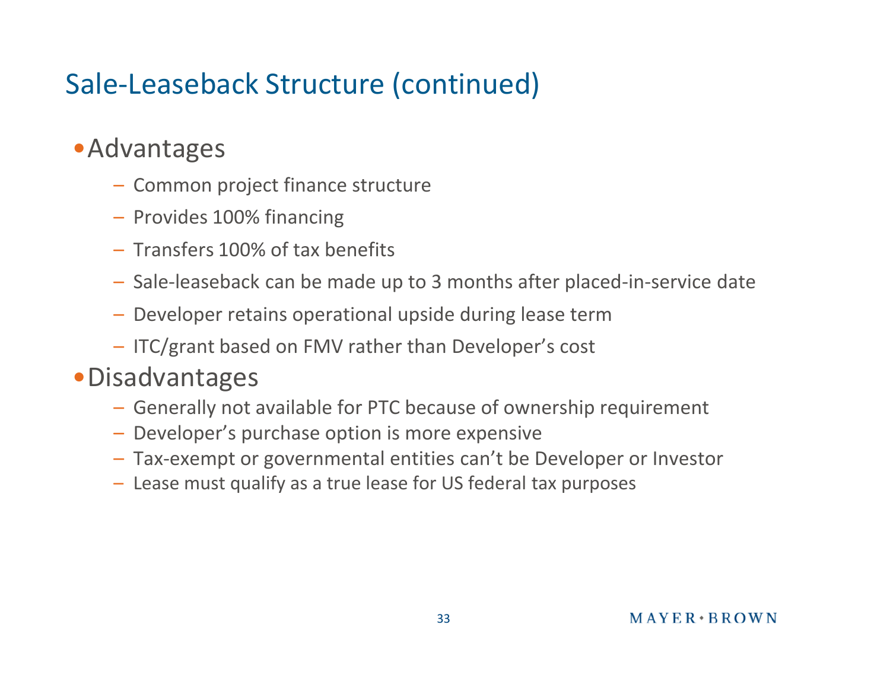# Sale-Leaseback Structure (continued)

- Advantages
  - Common project finance structure
  - Provides 100% financing
  - Transfers 100% of tax benefits
  - Sale-leaseback can be made up to 3 months after placed-in-service date
  - Developer retains operational upside during lease term
  - ITC/grant based on FMV rather than Developer's cost
- Disadvantages
  - Generally not available for PTC because of ownership requirement
  - Developer's purchase option is more expensive
  - Tax-exempt or governmental entities can't be Developer or Investor
  - Lease must qualify as a true lease for US federal tax purposes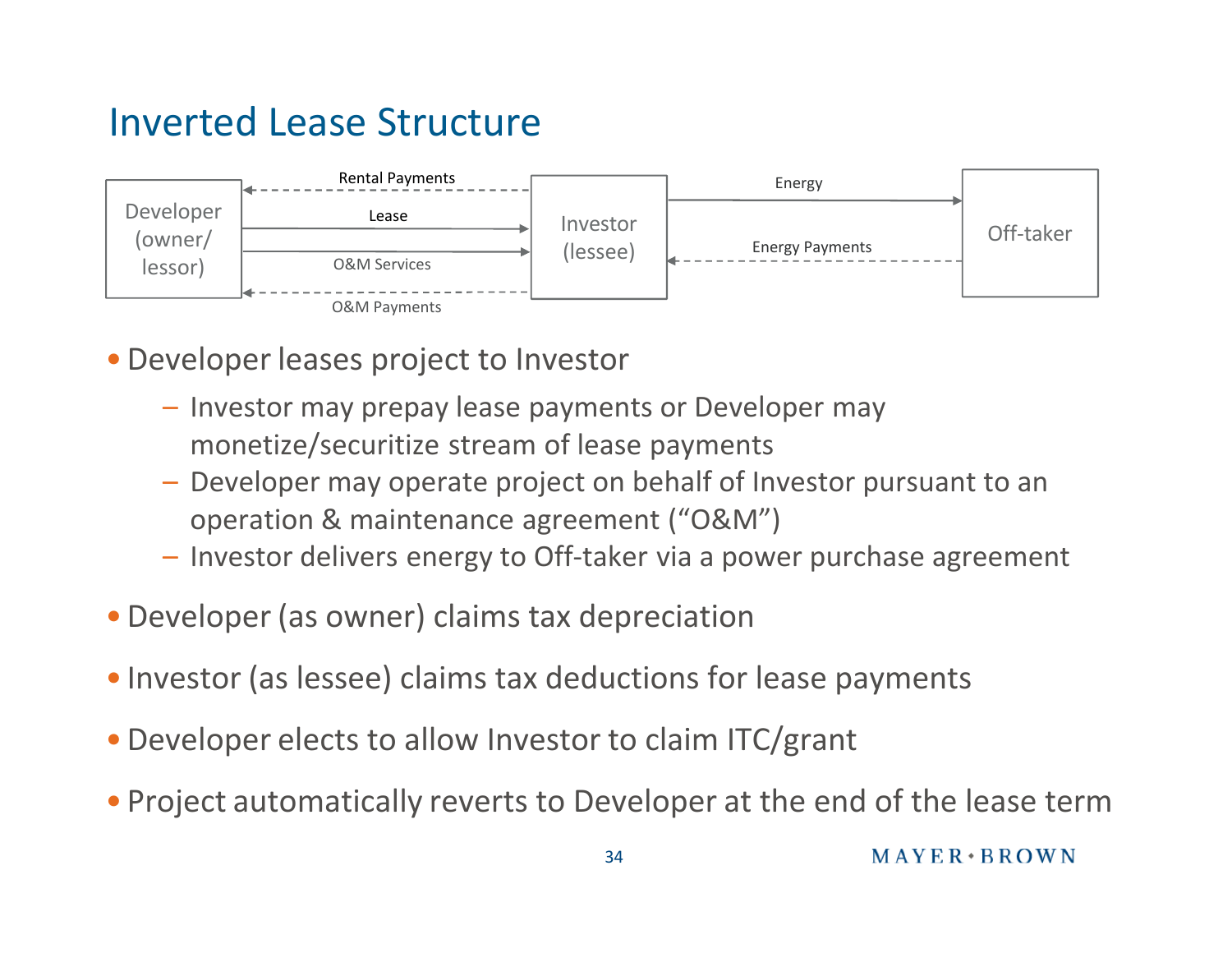# Inverted Lease Structure

Developer (owner/ lessor) — Rental Payments — Lease — O&M Services — O&M Payments — Investor (lessee) — Energy — Energy Payments — Off-taker

- Developer leases project to Investor
  - Investor may prepay lease payments or Developer may monetize/securitize stream of lease payments
  - Developer may operate project on behalf of Investor pursuant to an operation & maintenance agreement ("O&M")
  - Investor delivers energy to Off-taker via a power purchase agreement
- Developer (as owner) claims tax depreciation
- Investor (as lessee) claims tax deductions for lease payments
- Developer elects to allow Investor to claim ITC/grant
- Project automatically reverts to Developer at the end of the lease term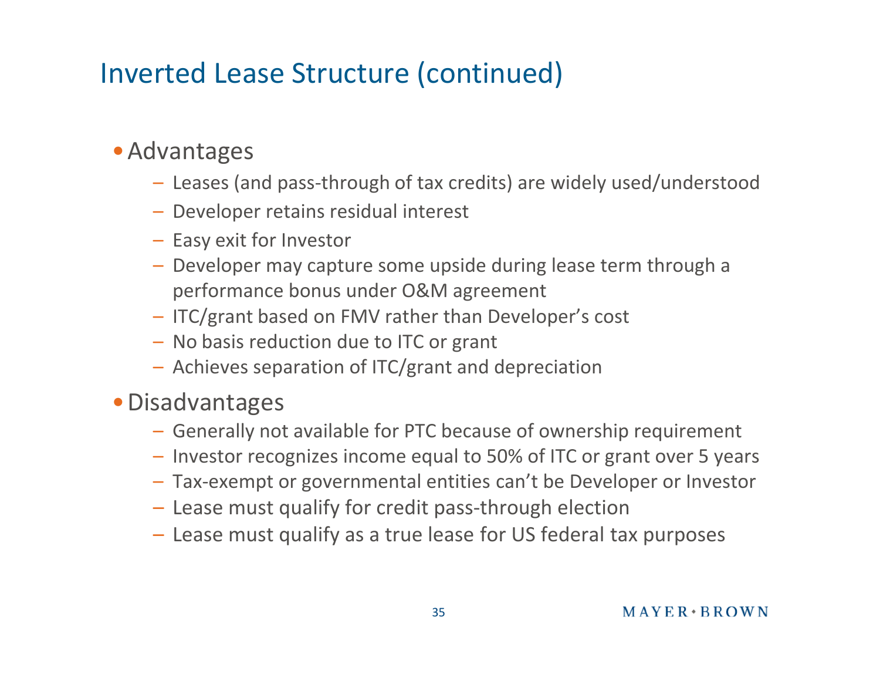# Inverted Lease Structure (continued)

- Advantages
  - Leases (and pass-through of tax credits) are widely used/understood
  - Developer retains residual interest
  - Easy exit for Investor
  - Developer may capture some upside during lease term through a performance bonus under O&M agreement
  - ITC/grant based on FMV rather than Developer's cost
  - No basis reduction due to ITC or grant
  - Achieves separation of ITC/grant and depreciation
- Disadvantages
  - Generally not available for PTC because of ownership requirement
  - Investor recognizes income equal to 50% of ITC or grant over 5 years
  - Tax-exempt or governmental entities can't be Developer or Investor
  - Lease must qualify for credit pass-through election
  - Lease must qualify as a true lease for US federal tax purposes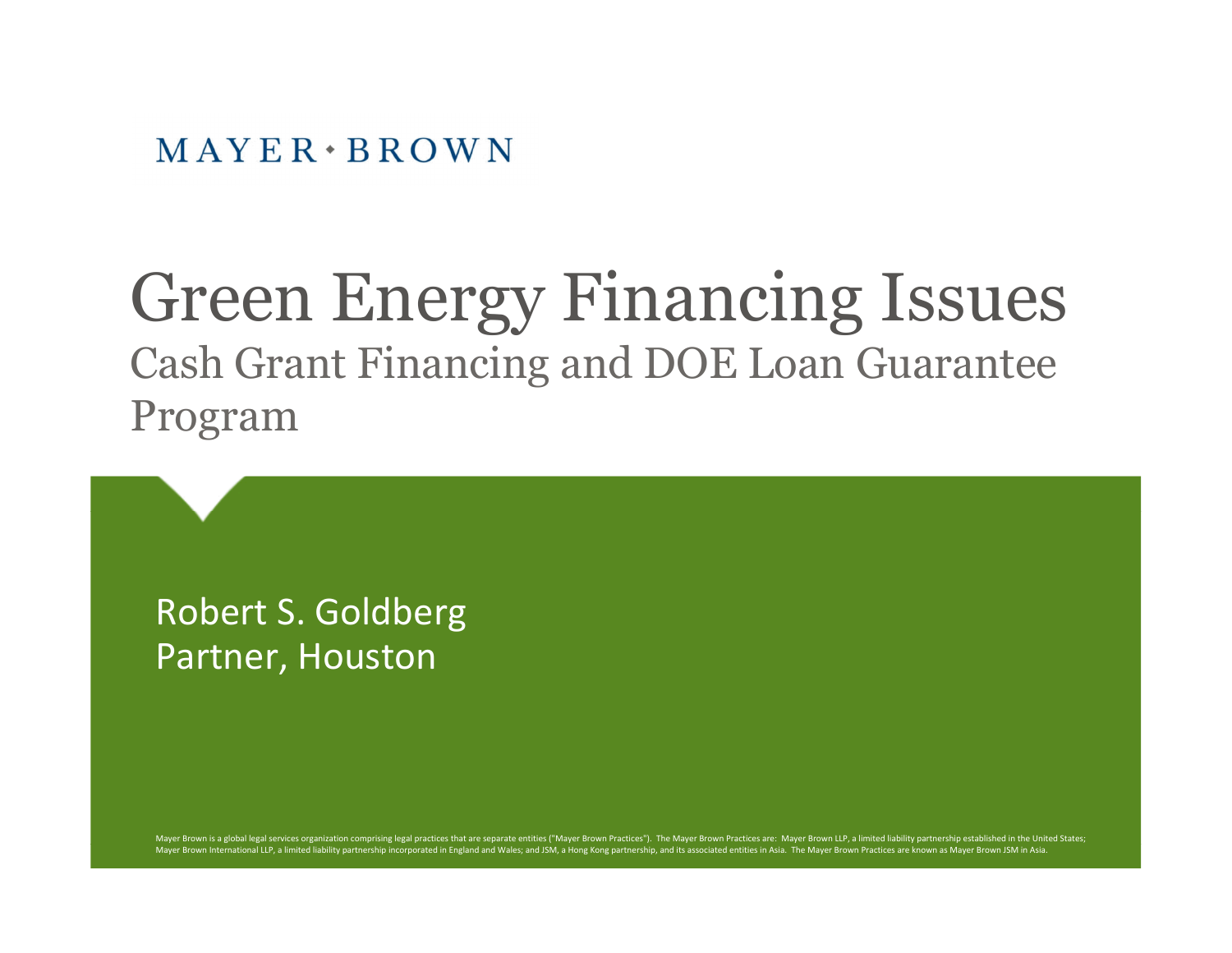MAYER • BROWN

# Green Energy Financing Issues

## Cash Grant Financing and DOE Loan Guarantee Program

Robert S. Goldberg
Partner, Houston

Mayer Brown is a global legal services organization comprising legal practices that are separate entities ("Mayer Brown Practices"). The Mayer Brown Practices are: Mayer Brown LLP, a limited liability partnership established in the United States; Mayer Brown International LLP, a limited liability partnership incorporated in England and Wales; and JSM, a Hong Kong partnership, and its associated entities in Asia. The Mayer Brown Practices are known as Mayer Brown JSM in Asia.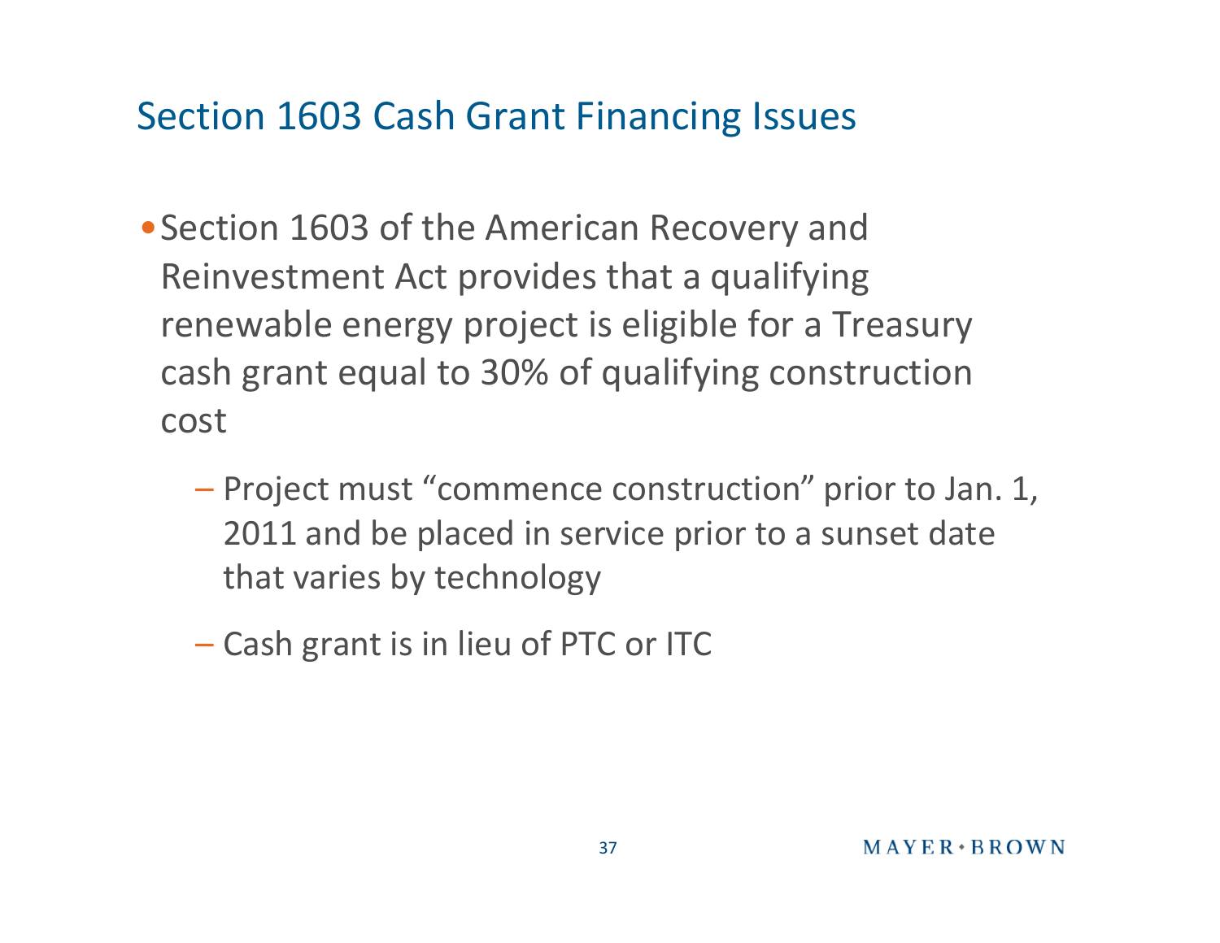## Section 1603 Cash Grant Financing Issues

- Section 1603 of the American Recovery and Reinvestment Act provides that a qualifying renewable energy project is eligible for a Treasury cash grant equal to 30% of qualifying construction cost
  - Project must "commence construction" prior to Jan. 1, 2011 and be placed in service prior to a sunset date that varies by technology
  - Cash grant is in lieu of PTC or ITC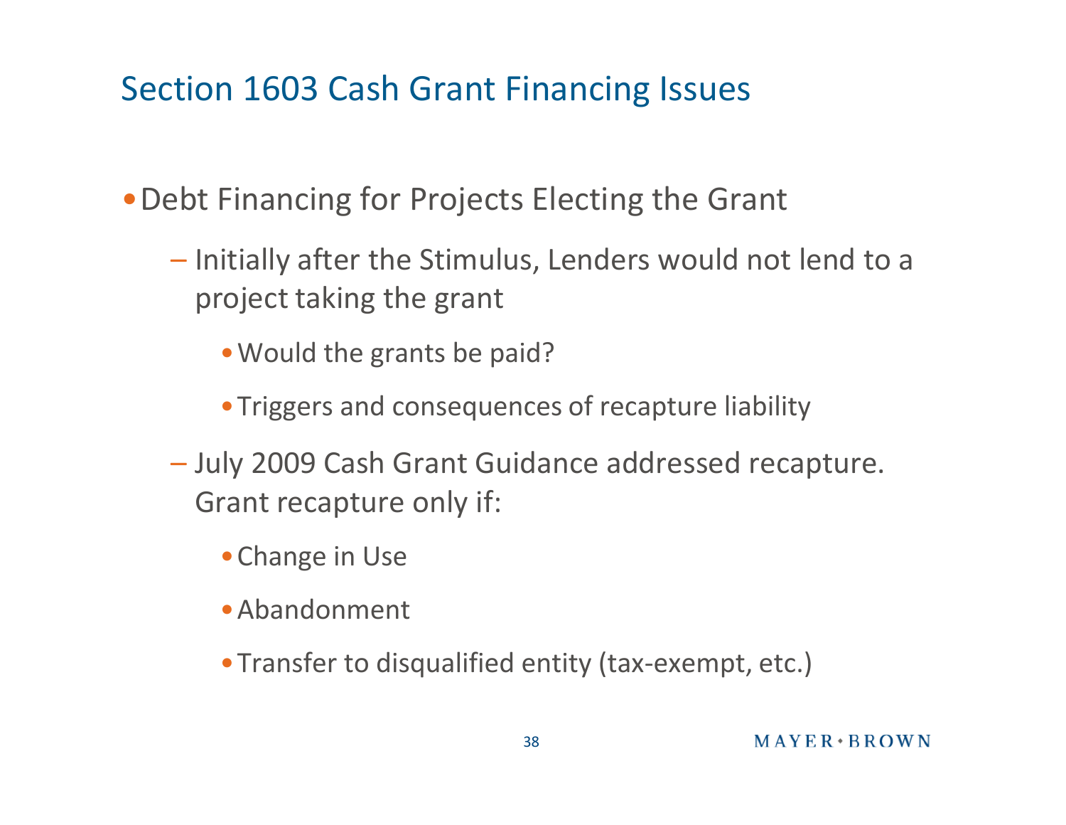## Section 1603 Cash Grant Financing Issues

- Debt Financing for Projects Electing the Grant
  - Initially after the Stimulus, Lenders would not lend to a project taking the grant
    - Would the grants be paid?
    - Triggers and consequences of recapture liability
  - July 2009 Cash Grant Guidance addressed recapture. Grant recapture only if:
    - Change in Use
    - Abandonment
    - Transfer to disqualified entity (tax-exempt, etc.)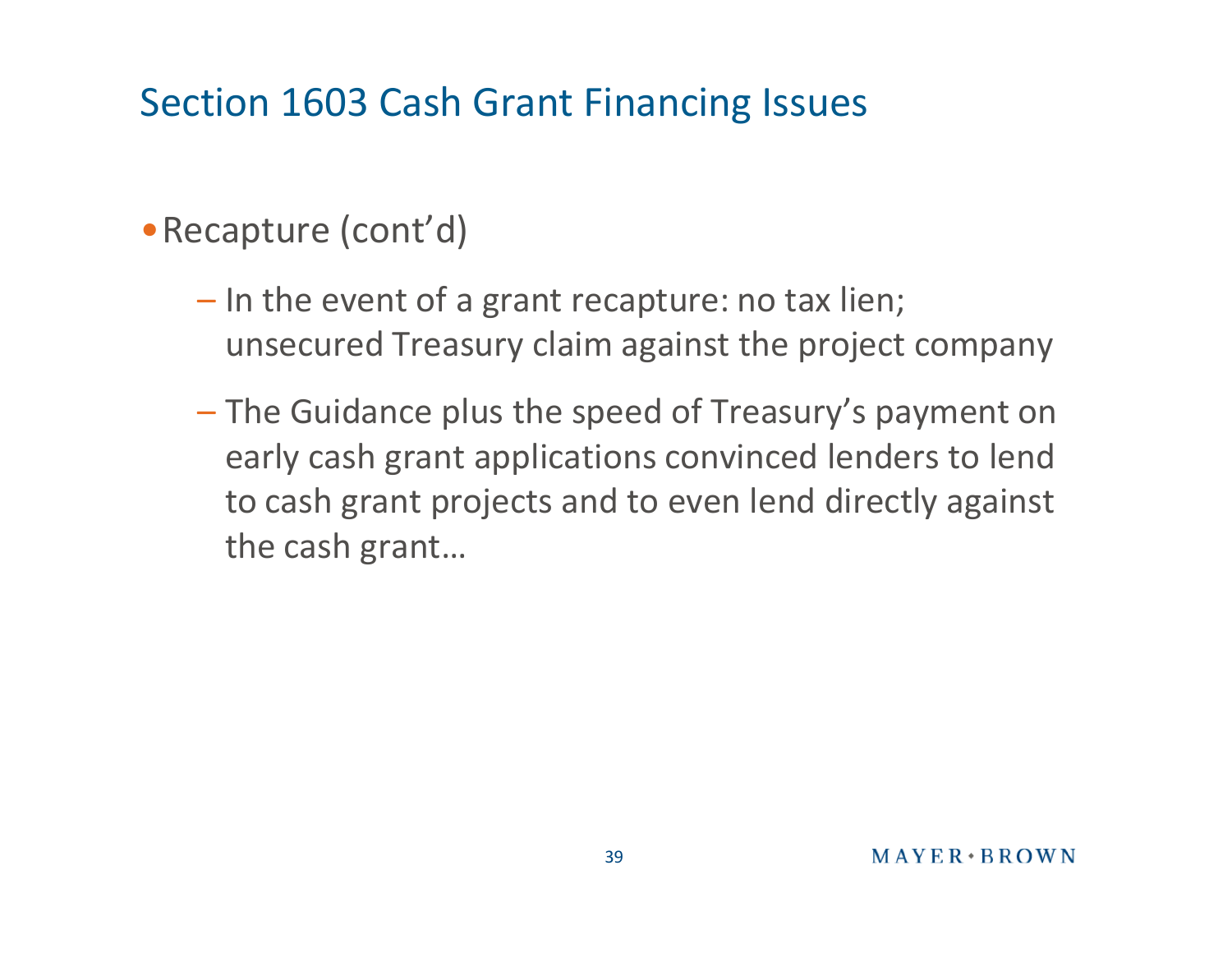# Section 1603 Cash Grant Financing Issues

- Recapture (cont'd)
  - In the event of a grant recapture: no tax lien; unsecured Treasury claim against the project company
  - The Guidance plus the speed of Treasury's payment on early cash grant applications convinced lenders to lend to cash grant projects and to even lend directly against the cash grant…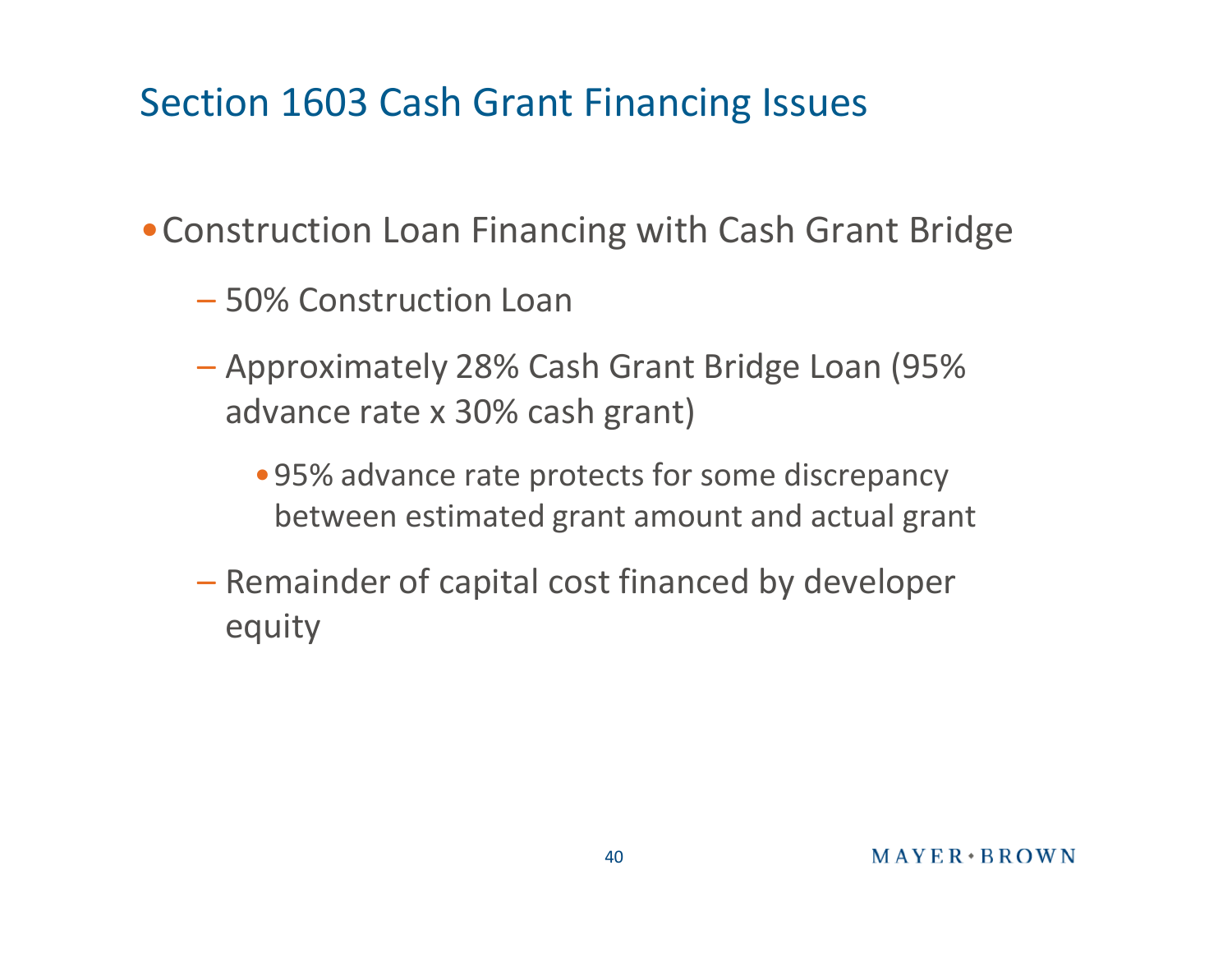# Section 1603 Cash Grant Financing Issues

- Construction Loan Financing with Cash Grant Bridge
  - 50% Construction Loan
  - Approximately 28% Cash Grant Bridge Loan (95% advance rate x 30% cash grant)
    - 95% advance rate protects for some discrepancy between estimated grant amount and actual grant
  - Remainder of capital cost financed by developer equity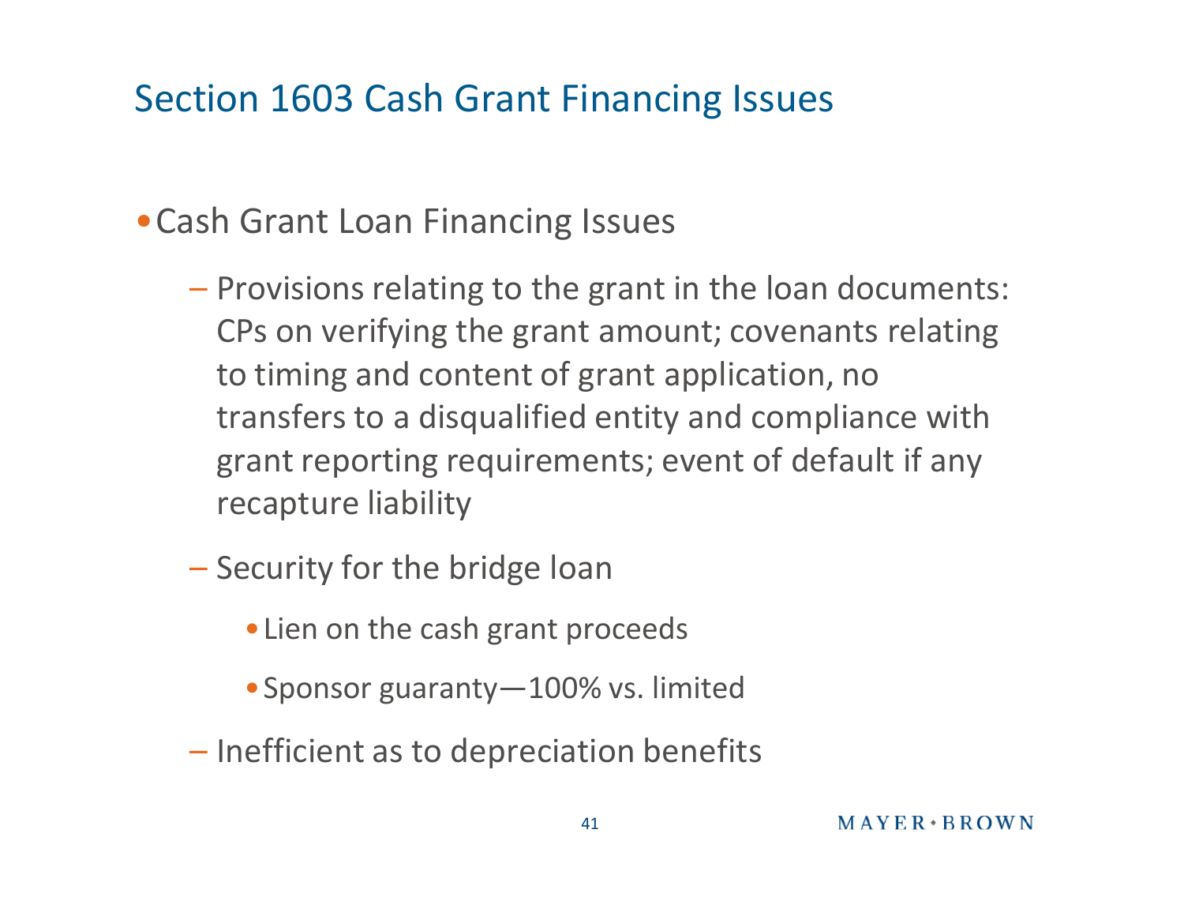# Section 1603 Cash Grant Financing Issues

- Cash Grant Loan Financing Issues
  - Provisions relating to the grant in the loan documents: CPs on verifying the grant amount; covenants relating to timing and content of grant application, no transfers to a disqualified entity and compliance with grant reporting requirements; event of default if any recapture liability
  - Security for the bridge loan
    - Lien on the cash grant proceeds
    - Sponsor guaranty—100% vs. limited
  - Inefficient as to depreciation benefits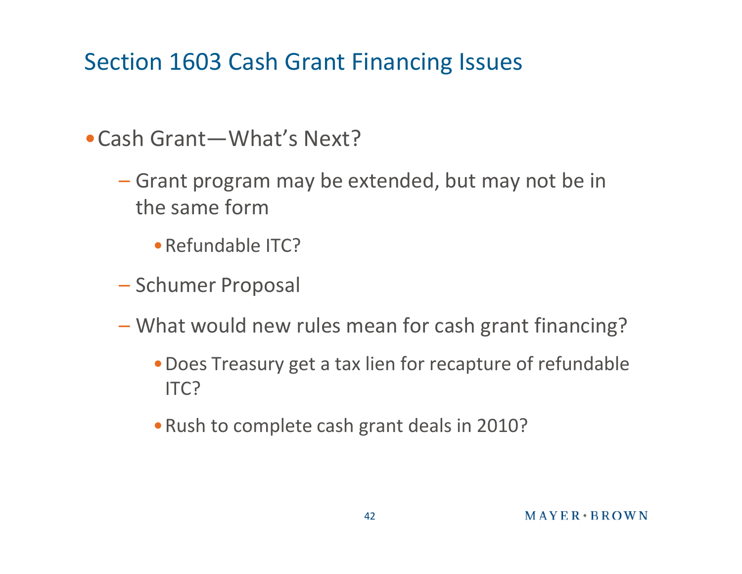# Section 1603 Cash Grant Financing Issues

- Cash Grant—What's Next?
  - Grant program may be extended, but may not be in the same form
    - Refundable ITC?
  - Schumer Proposal
  - What would new rules mean for cash grant financing?
    - Does Treasury get a tax lien for recapture of refundable ITC?
    - Rush to complete cash grant deals in 2010?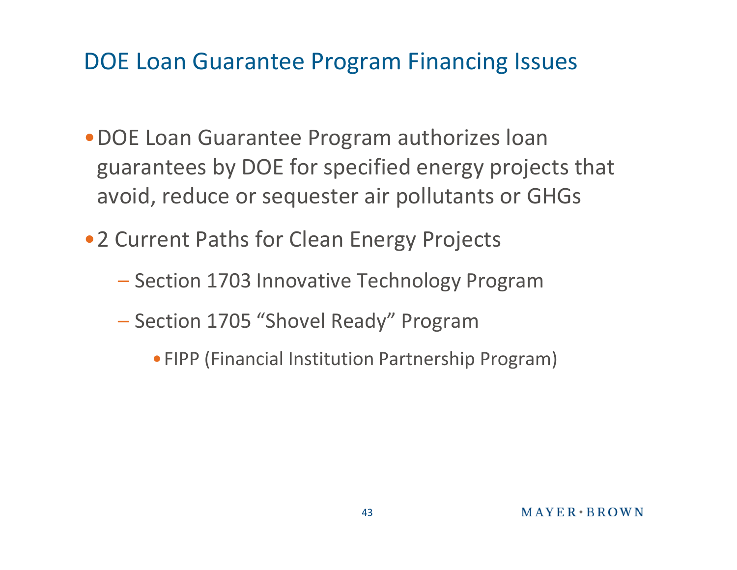# DOE Loan Guarantee Program Financing Issues

- DOE Loan Guarantee Program authorizes loan guarantees by DOE for specified energy projects that avoid, reduce or sequester air pollutants or GHGs
- 2 Current Paths for Clean Energy Projects
  - Section 1703 Innovative Technology Program
  - Section 1705 “Shovel Ready” Program
    - FIPP (Financial Institution Partnership Program)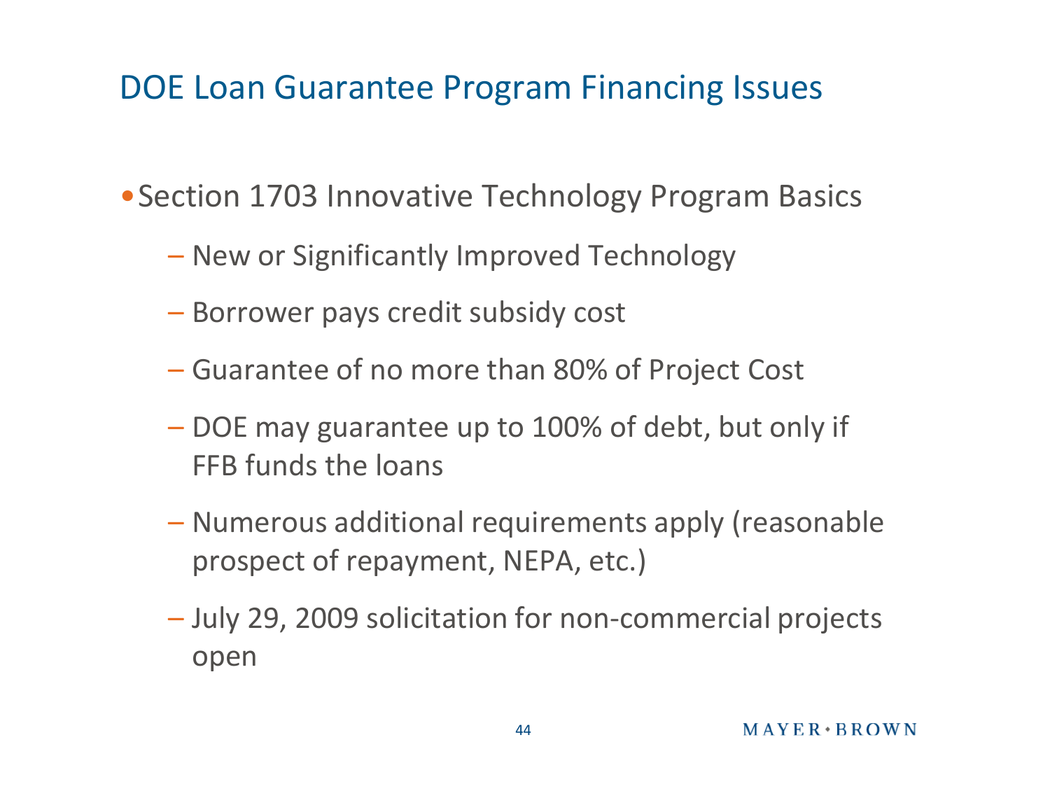# DOE Loan Guarantee Program Financing Issues

- Section 1703 Innovative Technology Program Basics
  - New or Significantly Improved Technology
  - Borrower pays credit subsidy cost
  - Guarantee of no more than 80% of Project Cost
  - DOE may guarantee up to 100% of debt, but only if FFB funds the loans
  - Numerous additional requirements apply (reasonable prospect of repayment, NEPA, etc.)
  - July 29, 2009 solicitation for non-commercial projects open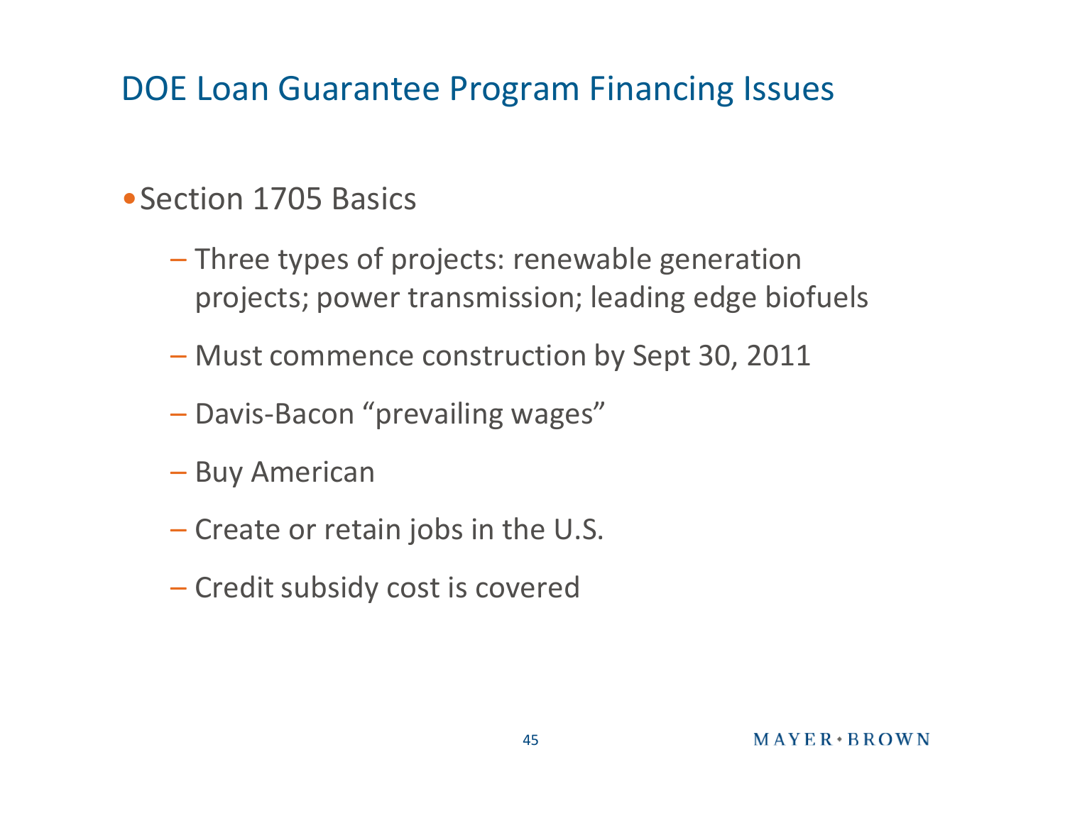# DOE Loan Guarantee Program Financing Issues

- Section 1705 Basics
  - Three types of projects: renewable generation projects; power transmission; leading edge biofuels
  - Must commence construction by Sept 30, 2011
  - Davis-Bacon “prevailing wages”
  - Buy American
  - Create or retain jobs in the U.S.
  - Credit subsidy cost is covered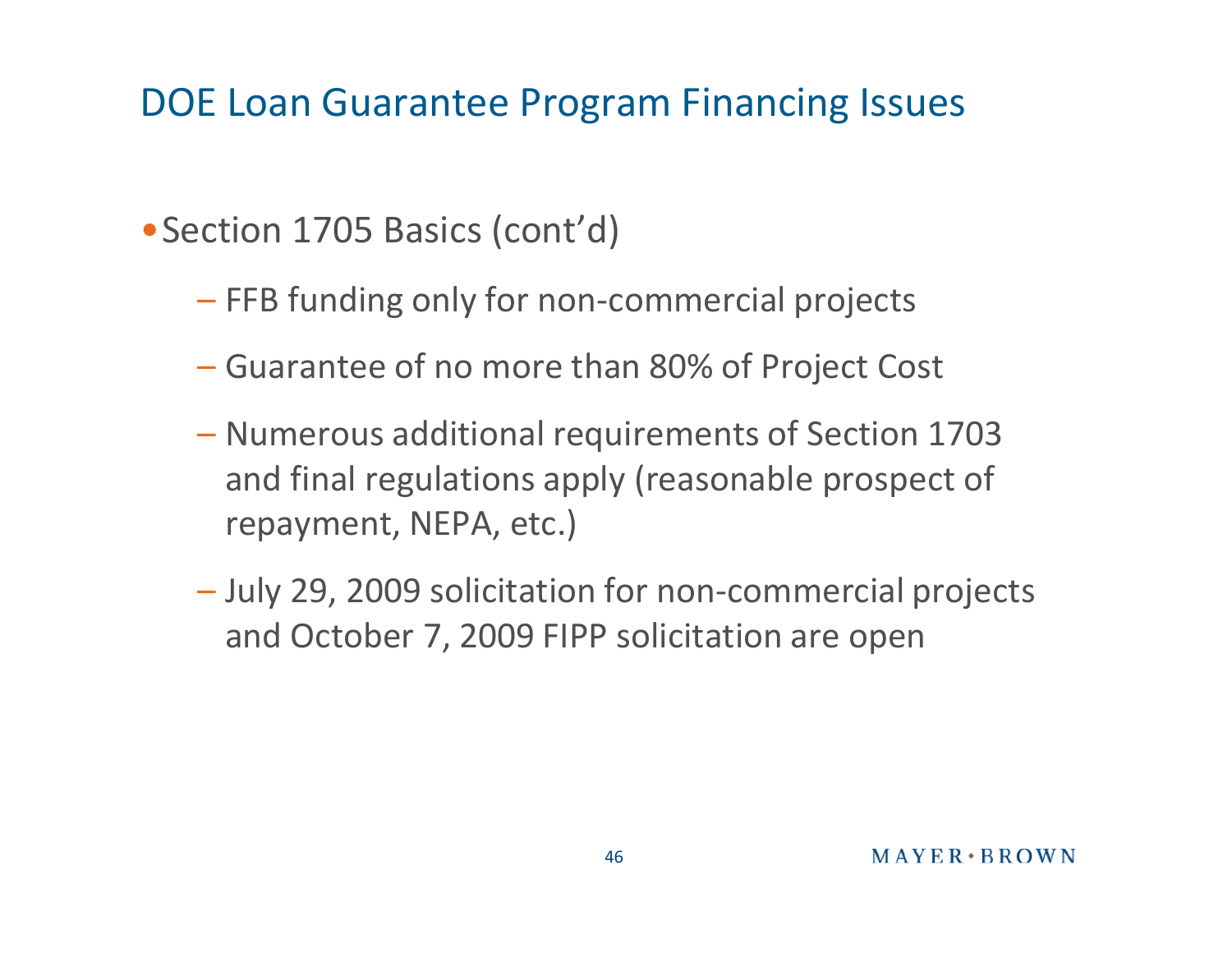# DOE Loan Guarantee Program Financing Issues

- Section 1705 Basics (cont'd)
  - FFB funding only for non-commercial projects
  - Guarantee of no more than 80% of Project Cost
  - Numerous additional requirements of Section 1703 and final regulations apply (reasonable prospect of repayment, NEPA, etc.)
  - July 29, 2009 solicitation for non-commercial projects and October 7, 2009 FIPP solicitation are open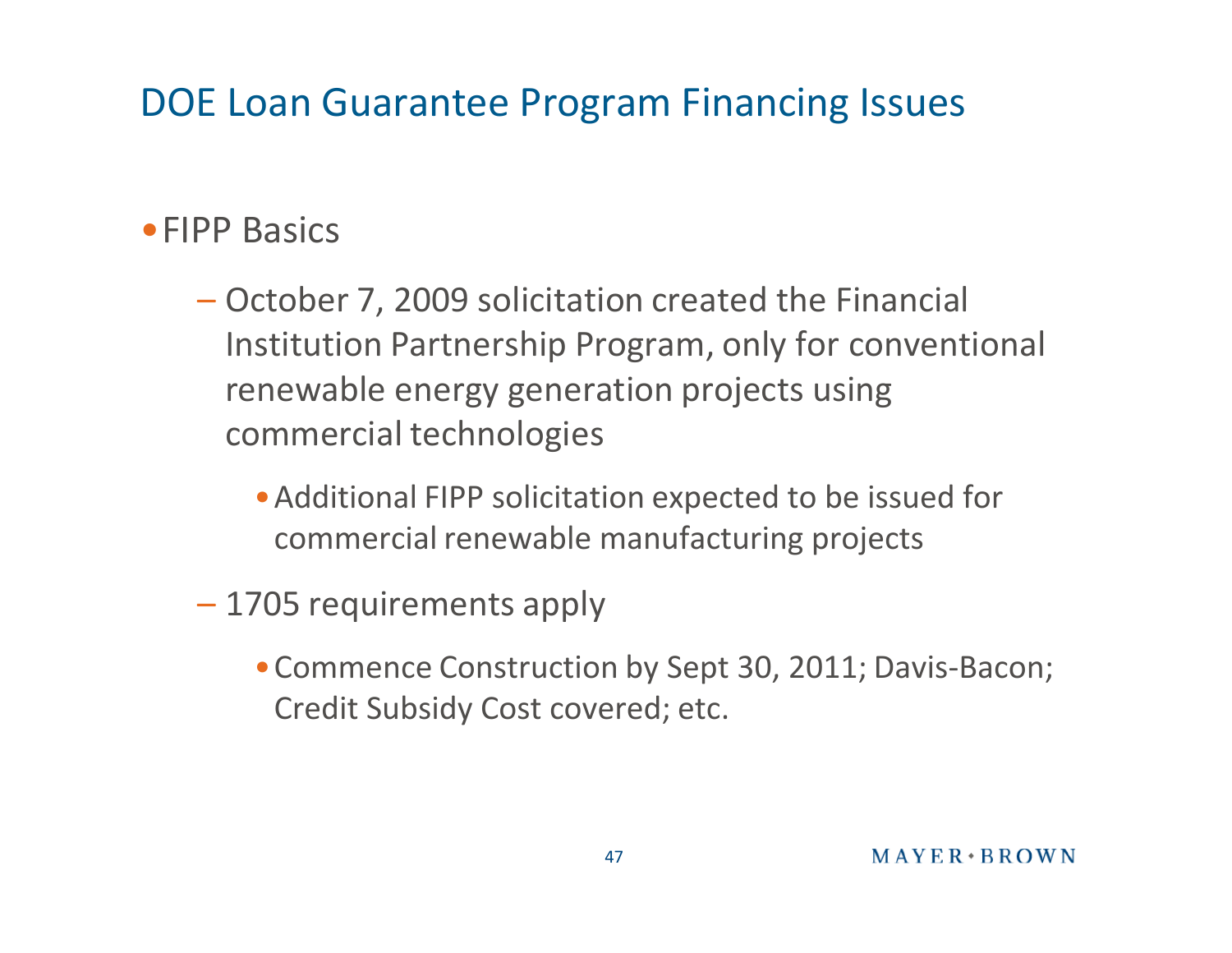# DOE Loan Guarantee Program Financing Issues

- FIPP Basics
  - October 7, 2009 solicitation created the Financial Institution Partnership Program, only for conventional renewable energy generation projects using commercial technologies
    - Additional FIPP solicitation expected to be issued for commercial renewable manufacturing projects
  - 1705 requirements apply
    - Commence Construction by Sept 30, 2011; Davis-Bacon; Credit Subsidy Cost covered; etc.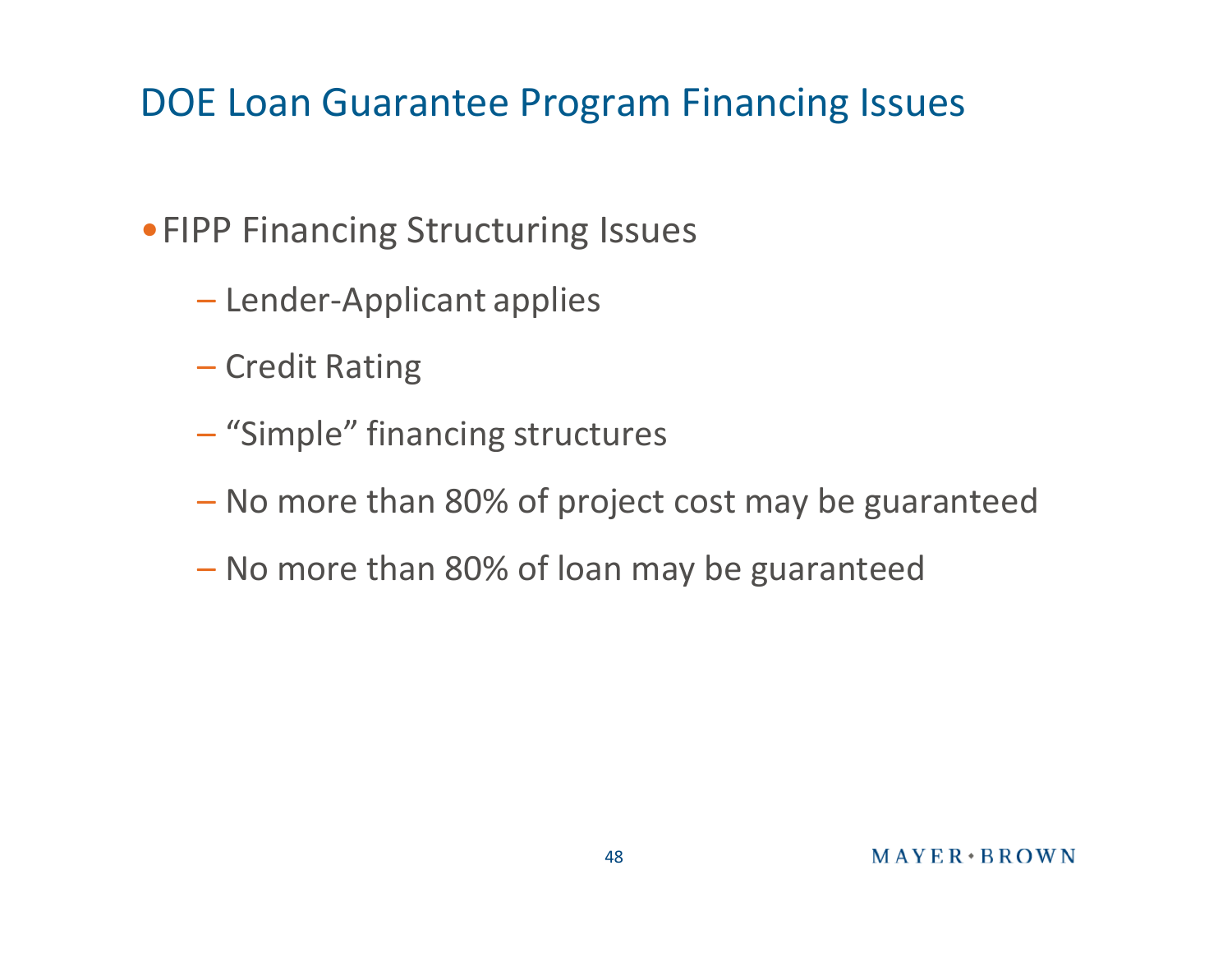# DOE Loan Guarantee Program Financing Issues

- FIPP Financing Structuring Issues
  - Lender-Applicant applies
  - Credit Rating
  - “Simple” financing structures
  - No more than 80% of project cost may be guaranteed
  - No more than 80% of loan may be guaranteed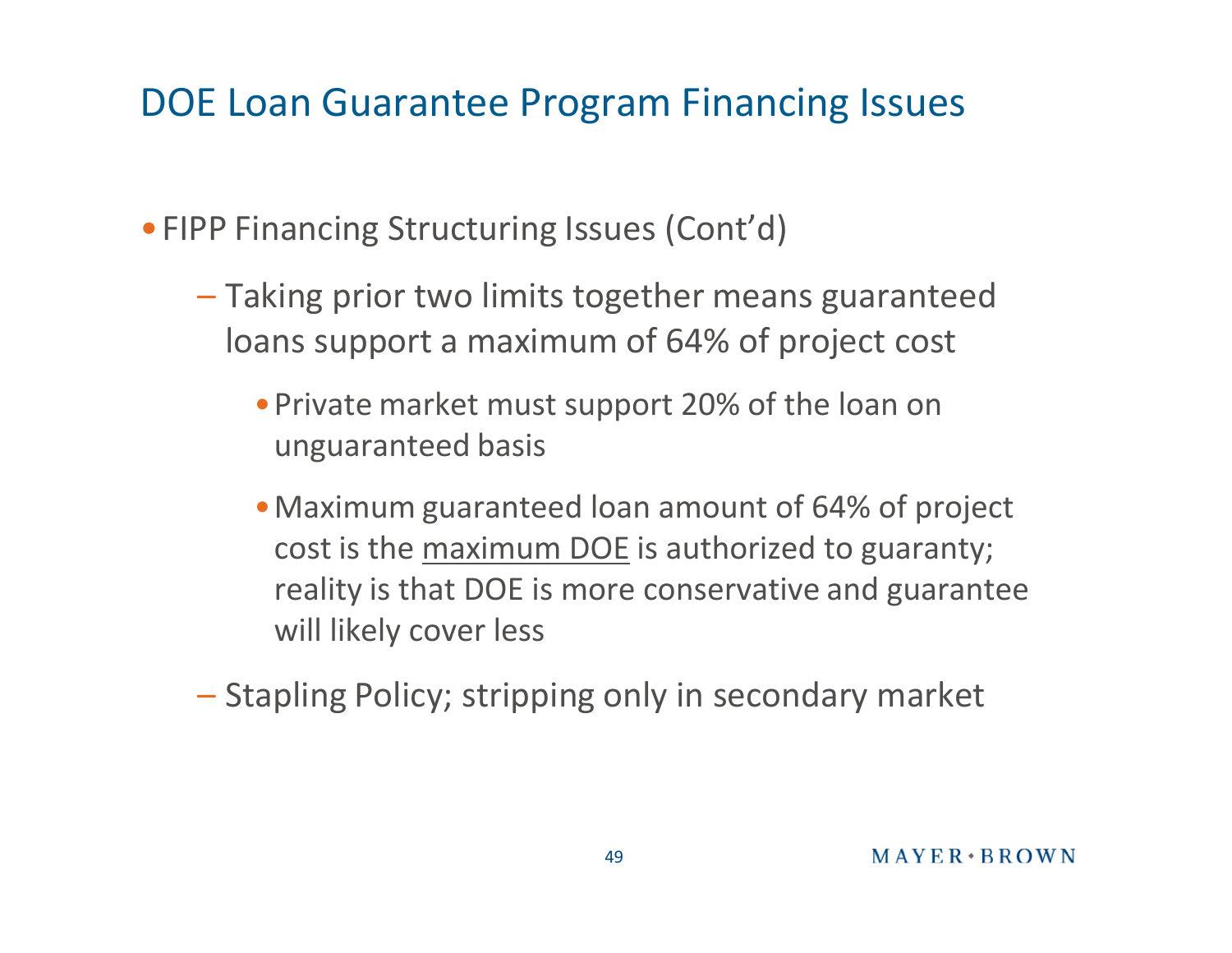# DOE Loan Guarantee Program Financing Issues

- FIPP Financing Structuring Issues (Cont'd)
  - Taking prior two limits together means guaranteed loans support a maximum of 64% of project cost
    - Private market must support 20% of the loan on unguaranteed basis
    - Maximum guaranteed loan amount of 64% of project cost is the <u>maximum DOE</u> is authorized to guaranty; reality is that DOE is more conservative and guarantee will likely cover less
  - Stapling Policy; stripping only in secondary market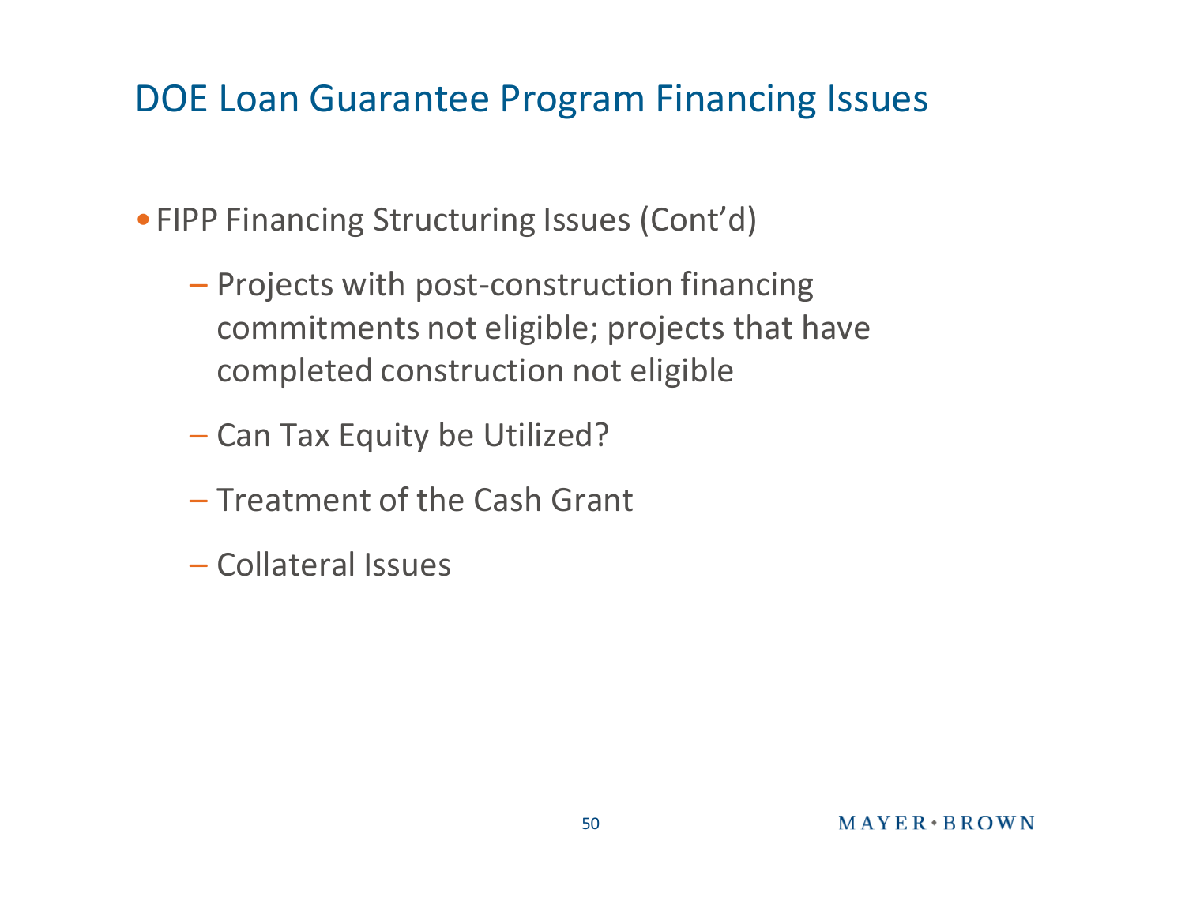# DOE Loan Guarantee Program Financing Issues

- FIPP Financing Structuring Issues (Cont'd)
  - Projects with post-construction financing commitments not eligible; projects that have completed construction not eligible
  - Can Tax Equity be Utilized?
  - Treatment of the Cash Grant
  - Collateral Issues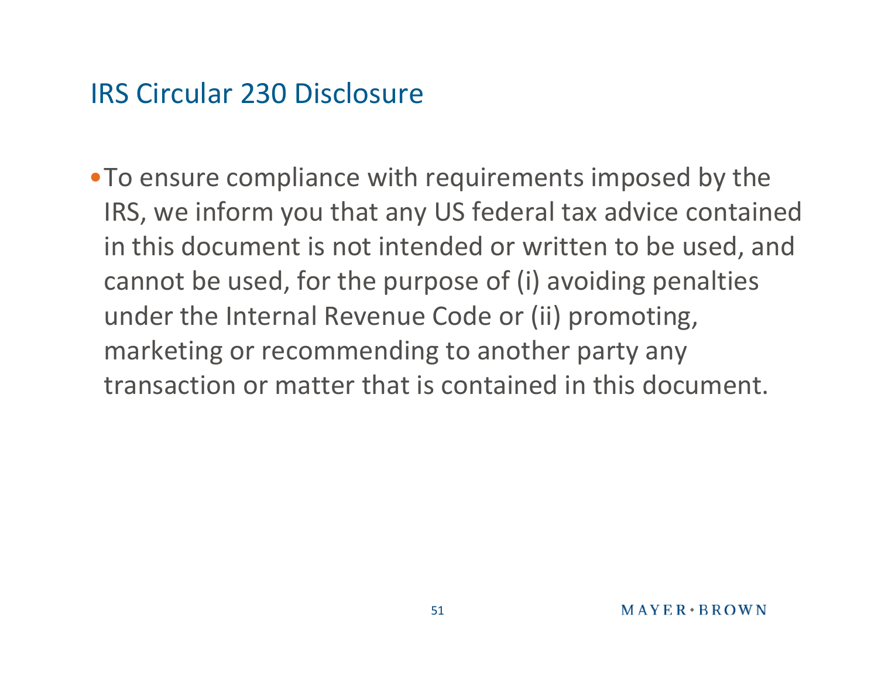# IRS Circular 230 Disclosure

- To ensure compliance with requirements imposed by the IRS, we inform you that any US federal tax advice contained in this document is not intended or written to be used, and cannot be used, for the purpose of (i) avoiding penalties under the Internal Revenue Code or (ii) promoting, marketing or recommending to another party any transaction or matter that is contained in this document.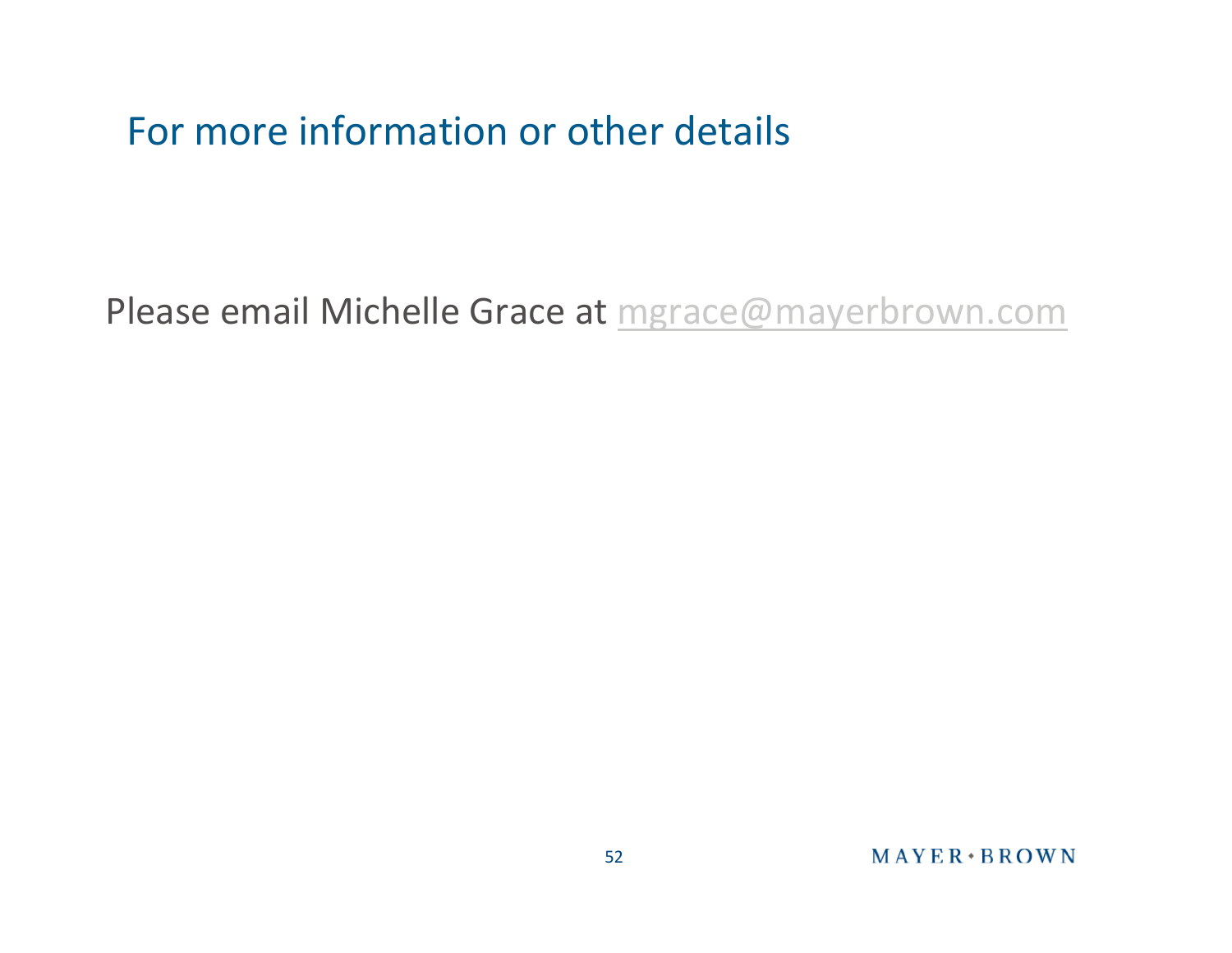# For more information or other details

Please email Michelle Grace at mgrace@mayerbrown.com